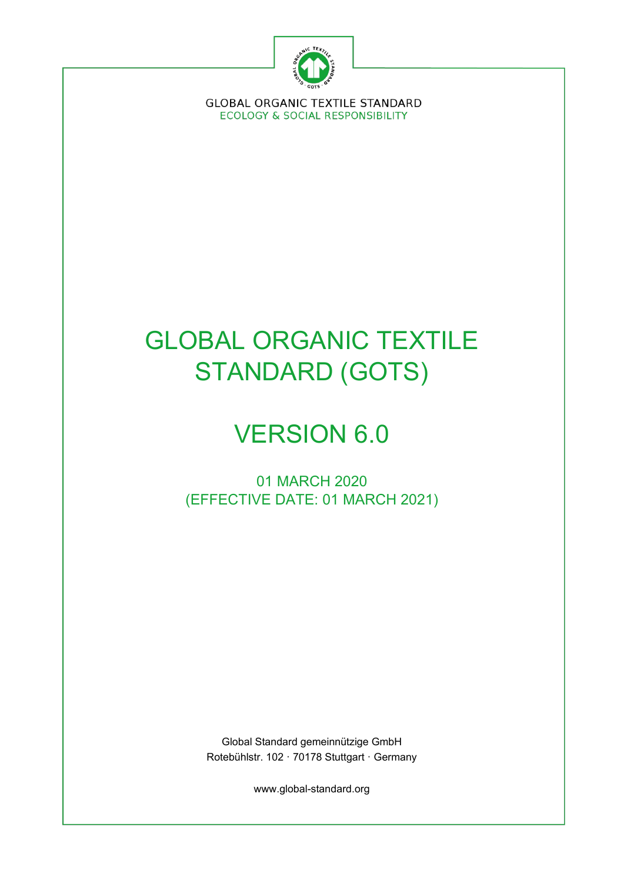GLOBAL ORGANIC TEXTILE STANDARD
ECOLOGY & SOCIAL RESPONSIBILITY

# GLOBAL ORGANIC TEXTILE STANDARD (GOTS)

# VERSION 6.0

01 MARCH 2020
(EFFECTIVE DATE: 01 MARCH 2021)

Global Standard gemeinnützige GmbH
Rotebühlstr. 102 · 70178 Stuttgart · Germany

www.global-standard.org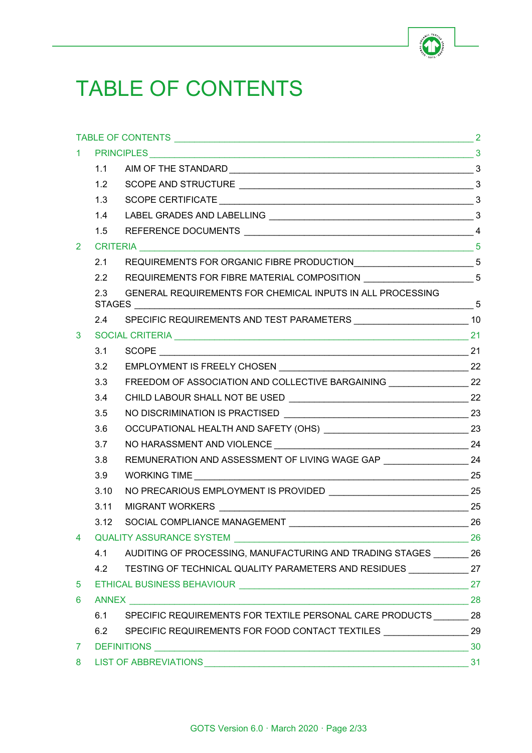# TABLE OF CONTENTS

TABLE OF CONTENTS 2

1 PRINCIPLES 3

- 1.1 AIM OF THE STANDARD 3
- 1.2 SCOPE AND STRUCTURE 3
- 1.3 SCOPE CERTIFICATE 3
- 1.4 LABEL GRADES AND LABELLING 3
- 1.5 REFERENCE DOCUMENTS 4

2 CRITERIA 5

- 2.1 REQUIREMENTS FOR ORGANIC FIBRE PRODUCTION 5
- 2.2 REQUIREMENTS FOR FIBRE MATERIAL COMPOSITION 5
- 2.3 GENERAL REQUIREMENTS FOR CHEMICAL INPUTS IN ALL PROCESSING STAGES 5
- 2.4 SPECIFIC REQUIREMENTS AND TEST PARAMETERS 10

3 SOCIAL CRITERIA 21

- 3.1 SCOPE 21
- 3.2 EMPLOYMENT IS FREELY CHOSEN 22
- 3.3 FREEDOM OF ASSOCIATION AND COLLECTIVE BARGAINING 22
- 3.4 CHILD LABOUR SHALL NOT BE USED 22
- 3.5 NO DISCRIMINATION IS PRACTISED 23
- 3.6 OCCUPATIONAL HEALTH AND SAFETY (OHS) 23
- 3.7 NO HARASSMENT AND VIOLENCE 24
- 3.8 REMUNERATION AND ASSESSMENT OF LIVING WAGE GAP 24
- 3.9 WORKING TIME 25
- 3.10 NO PRECARIOUS EMPLOYMENT IS PROVIDED 25
- 3.11 MIGRANT WORKERS 25
- 3.12 SOCIAL COMPLIANCE MANAGEMENT 26

4 QUALITY ASSURANCE SYSTEM 26

- 4.1 AUDITING OF PROCESSING, MANUFACTURING AND TRADING STAGES 26
- 4.2 TESTING OF TECHNICAL QUALITY PARAMETERS AND RESIDUES 27

5 ETHICAL BUSINESS BEHAVIOUR 27

6 ANNEX 28

- 6.1 SPECIFIC REQUIREMENTS FOR TEXTILE PERSONAL CARE PRODUCTS 28
- 6.2 SPECIFIC REQUIREMENTS FOR FOOD CONTACT TEXTILES 29

7 DEFINITIONS 30

8 LIST OF ABBREVIATIONS 31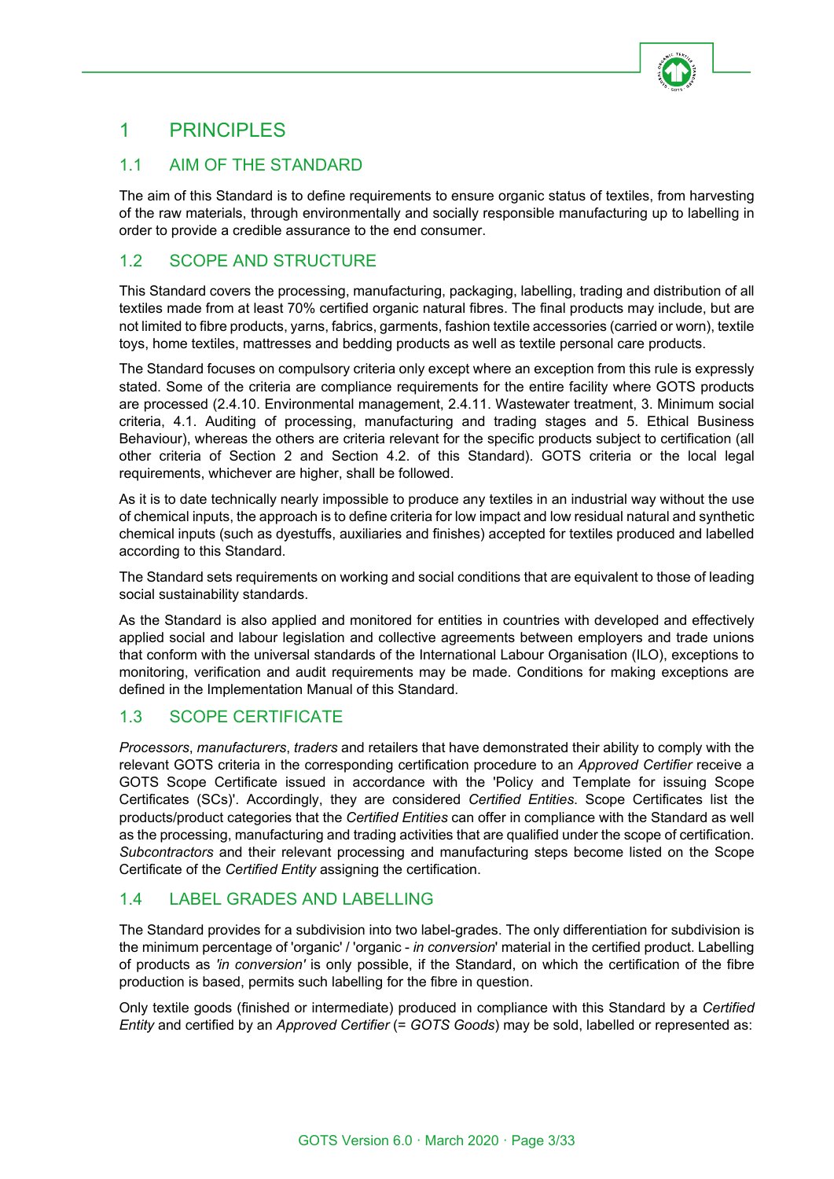# 1 PRINCIPLES

## 1.1 AIM OF THE STANDARD

The aim of this Standard is to define requirements to ensure organic status of textiles, from harvesting of the raw materials, through environmentally and socially responsible manufacturing up to labelling in order to provide a credible assurance to the end consumer.

## 1.2 SCOPE AND STRUCTURE

This Standard covers the processing, manufacturing, packaging, labelling, trading and distribution of all textiles made from at least 70% certified organic natural fibres. The final products may include, but are not limited to fibre products, yarns, fabrics, garments, fashion textile accessories (carried or worn), textile toys, home textiles, mattresses and bedding products as well as textile personal care products.

The Standard focuses on compulsory criteria only except where an exception from this rule is expressly stated. Some of the criteria are compliance requirements for the entire facility where GOTS products are processed (2.4.10. Environmental management, 2.4.11. Wastewater treatment, 3. Minimum social criteria, 4.1. Auditing of processing, manufacturing and trading stages and 5. Ethical Business Behaviour), whereas the others are criteria relevant for the specific products subject to certification (all other criteria of Section 2 and Section 4.2. of this Standard). GOTS criteria or the local legal requirements, whichever are higher, shall be followed.

As it is to date technically nearly impossible to produce any textiles in an industrial way without the use of chemical inputs, the approach is to define criteria for low impact and low residual natural and synthetic chemical inputs (such as dyestuffs, auxiliaries and finishes) accepted for textiles produced and labelled according to this Standard.

The Standard sets requirements on working and social conditions that are equivalent to those of leading social sustainability standards.

As the Standard is also applied and monitored for entities in countries with developed and effectively applied social and labour legislation and collective agreements between employers and trade unions that conform with the universal standards of the International Labour Organisation (ILO), exceptions to monitoring, verification and audit requirements may be made. Conditions for making exceptions are defined in the Implementation Manual of this Standard.

## 1.3 SCOPE CERTIFICATE

*Processors*, *manufacturers*, *traders* and retailers that have demonstrated their ability to comply with the relevant GOTS criteria in the corresponding certification procedure to an *Approved Certifier* receive a GOTS Scope Certificate issued in accordance with the 'Policy and Template for issuing Scope Certificates (SCs)'. Accordingly, they are considered *Certified Entities*. Scope Certificates list the products/product categories that the *Certified Entities* can offer in compliance with the Standard as well as the processing, manufacturing and trading activities that are qualified under the scope of certification. *Subcontractors* and their relevant processing and manufacturing steps become listed on the Scope Certificate of the *Certified Entity* assigning the certification.

## 1.4 LABEL GRADES AND LABELLING

The Standard provides for a subdivision into two label-grades. The only differentiation for subdivision is the minimum percentage of 'organic' / 'organic - *in conversion*' material in the certified product. Labelling of products as *'in conversion'* is only possible, if the Standard, on which the certification of the fibre production is based, permits such labelling for the fibre in question.

Only textile goods (finished or intermediate) produced in compliance with this Standard by a *Certified Entity* and certified by an *Approved Certifier* (= *GOTS Goods*) may be sold, labelled or represented as: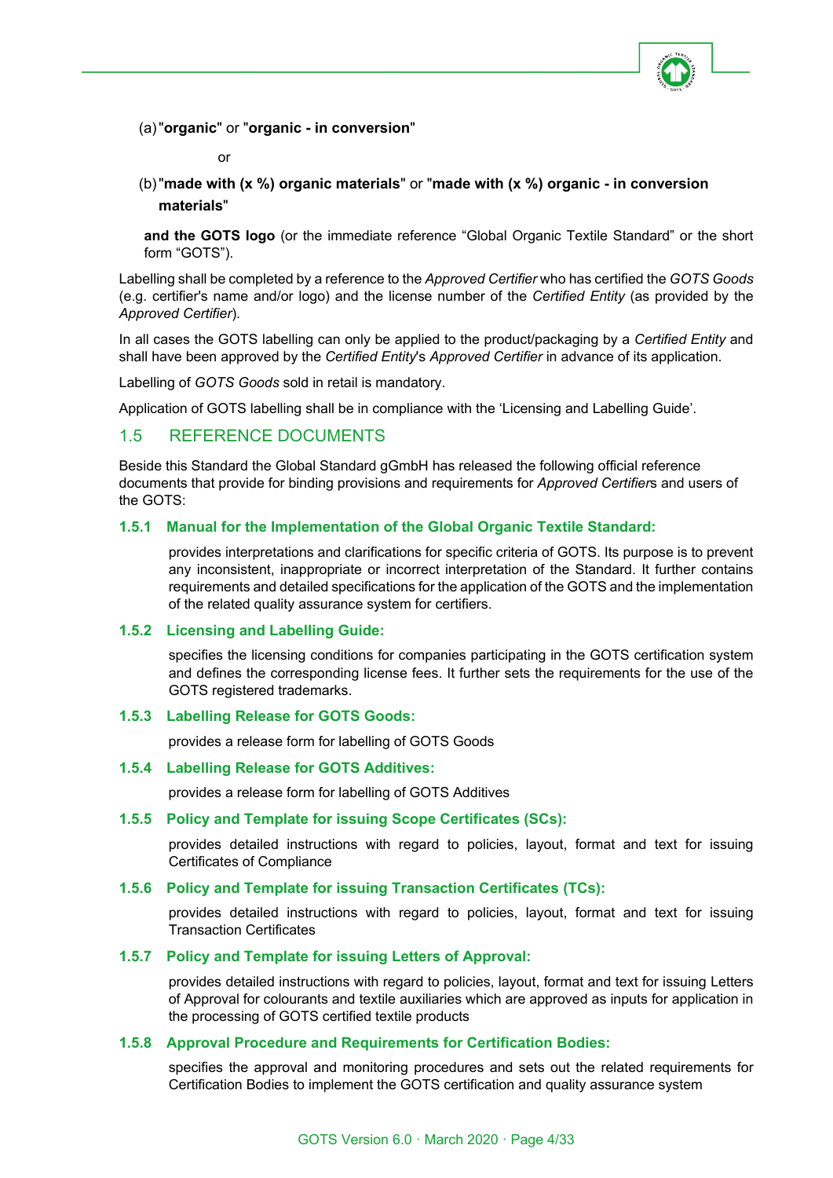(a) "**organic**" or "**organic - in conversion**"

or

(b) "**made with (x %) organic materials**" or "**made with (x %) organic - in conversion materials**"

**and the GOTS logo** (or the immediate reference "Global Organic Textile Standard" or the short form "GOTS").

Labelling shall be completed by a reference to the *Approved Certifier* who has certified the *GOTS Goods* (e.g. certifier's name and/or logo) and the license number of the *Certified Entity* (as provided by the *Approved Certifier*).

In all cases the GOTS labelling can only be applied to the product/packaging by a *Certified Entity* and shall have been approved by the *Certified Entity*'s *Approved Certifier* in advance of its application.

Labelling of *GOTS Goods* sold in retail is mandatory.

Application of GOTS labelling shall be in compliance with the 'Licensing and Labelling Guide'.

## 1.5 REFERENCE DOCUMENTS

Beside this Standard the Global Standard gGmbH has released the following official reference documents that provide for binding provisions and requirements for *Approved Certifier*s and users of the GOTS:

### 1.5.1 Manual for the Implementation of the Global Organic Textile Standard:

provides interpretations and clarifications for specific criteria of GOTS. Its purpose is to prevent any inconsistent, inappropriate or incorrect interpretation of the Standard. It further contains requirements and detailed specifications for the application of the GOTS and the implementation of the related quality assurance system for certifiers.

### 1.5.2 Licensing and Labelling Guide:

specifies the licensing conditions for companies participating in the GOTS certification system and defines the corresponding license fees. It further sets the requirements for the use of the GOTS registered trademarks.

### 1.5.3 Labelling Release for GOTS Goods:

provides a release form for labelling of GOTS Goods

### 1.5.4 Labelling Release for GOTS Additives:

provides a release form for labelling of GOTS Additives

### 1.5.5 Policy and Template for issuing Scope Certificates (SCs):

provides detailed instructions with regard to policies, layout, format and text for issuing Certificates of Compliance

### 1.5.6 Policy and Template for issuing Transaction Certificates (TCs):

provides detailed instructions with regard to policies, layout, format and text for issuing Transaction Certificates

### 1.5.7 Policy and Template for issuing Letters of Approval:

provides detailed instructions with regard to policies, layout, format and text for issuing Letters of Approval for colourants and textile auxiliaries which are approved as inputs for application in the processing of GOTS certified textile products

### 1.5.8 Approval Procedure and Requirements for Certification Bodies:

specifies the approval and monitoring procedures and sets out the related requirements for Certification Bodies to implement the GOTS certification and quality assurance system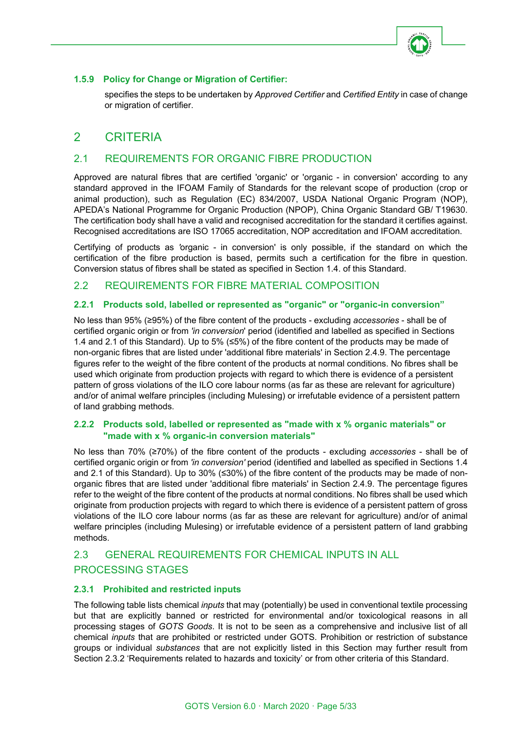### 1.5.9 Policy for Change or Migration of Certifier:

specifies the steps to be undertaken by *Approved Certifier* and *Certified Entity* in case of change or migration of certifier.

# 2 CRITERIA

## 2.1 REQUIREMENTS FOR ORGANIC FIBRE PRODUCTION

Approved are natural fibres that are certified 'organic' or 'organic - in conversion' according to any standard approved in the IFOAM Family of Standards for the relevant scope of production (crop or animal production), such as Regulation (EC) 834/2007, USDA National Organic Program (NOP), APEDA's National Programme for Organic Production (NPOP), China Organic Standard GB/ T19630. The certification body shall have a valid and recognised accreditation for the standard it certifies against. Recognised accreditations are ISO 17065 accreditation, NOP accreditation and IFOAM accreditation.

Certifying of products as 'organic - in conversion' is only possible, if the standard on which the certification of the fibre production is based, permits such a certification for the fibre in question. Conversion status of fibres shall be stated as specified in Section 1.4. of this Standard.

## 2.2 REQUIREMENTS FOR FIBRE MATERIAL COMPOSITION

### 2.2.1 Products sold, labelled or represented as "organic" or "organic-in conversion”

No less than 95% (≥95%) of the fibre content of the products - excluding *accessories* - shall be of certified organic origin or from *'in conversion*' period (identified and labelled as specified in Sections 1.4 and 2.1 of this Standard). Up to 5% (≤5%) of the fibre content of the products may be made of non-organic fibres that are listed under 'additional fibre materials' in Section 2.4.9. The percentage figures refer to the weight of the fibre content of the products at normal conditions. No fibres shall be used which originate from production projects with regard to which there is evidence of a persistent pattern of gross violations of the ILO core labour norms (as far as these are relevant for agriculture) and/or of animal welfare principles (including Mulesing) or irrefutable evidence of a persistent pattern of land grabbing methods.

### 2.2.2 Products sold, labelled or represented as "made with x % organic materials" or "made with x % organic-in conversion materials"

No less than 70% (≥70%) of the fibre content of the products - excluding *accessories* - shall be of certified organic origin or from *'in conversion'* period (identified and labelled as specified in Sections 1.4 and 2.1 of this Standard). Up to 30% (≤30%) of the fibre content of the products may be made of non-organic fibres that are listed under 'additional fibre materials' in Section 2.4.9. The percentage figures refer to the weight of the fibre content of the products at normal conditions. No fibres shall be used which originate from production projects with regard to which there is evidence of a persistent pattern of gross violations of the ILO core labour norms (as far as these are relevant for agriculture) and/or of animal welfare principles (including Mulesing) or irrefutable evidence of a persistent pattern of land grabbing methods.

## 2.3 GENERAL REQUIREMENTS FOR CHEMICAL INPUTS IN ALL PROCESSING STAGES

### 2.3.1 Prohibited and restricted inputs

The following table lists chemical *inputs* that may (potentially) be used in conventional textile processing but that are explicitly banned or restricted for environmental and/or toxicological reasons in all processing stages of *GOTS Goods*. It is not to be seen as a comprehensive and inclusive list of all chemical *inputs* that are prohibited or restricted under GOTS. Prohibition or restriction of substance groups or individual *substances* that are not explicitly listed in this Section may further result from Section 2.3.2 'Requirements related to hazards and toxicity' or from other criteria of this Standard.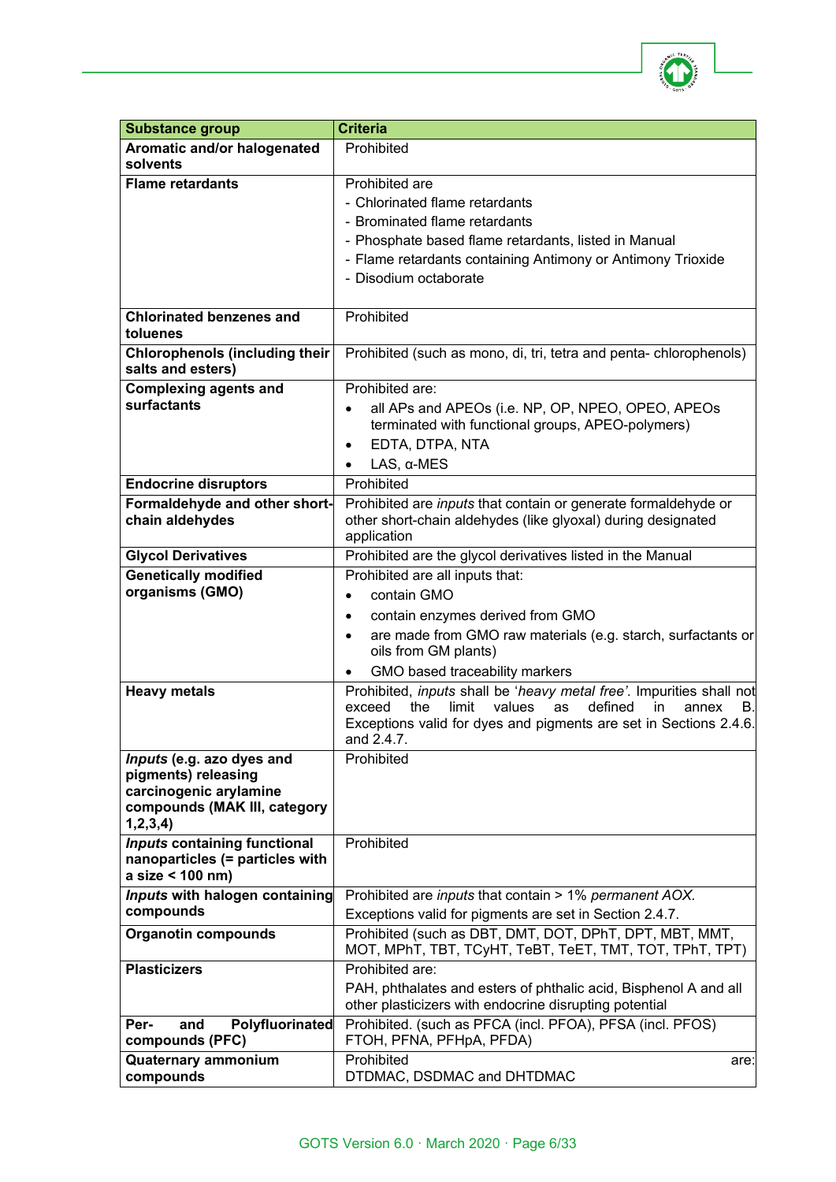| Substance group | Criteria |
|---|---|
| **Aromatic and/or halogenated solvents** | Prohibited |
| **Flame retardants** | Prohibited are<br>- Chlorinated flame retardants<br>- Brominated flame retardants<br>- Phosphate based flame retardants, listed in Manual<br>- Flame retardants containing Antimony or Antimony Trioxide<br>- Disodium octaborate |
| **Chlorinated benzenes and toluenes** | Prohibited |
| **Chlorophenols (including their salts and esters)** | Prohibited (such as mono, di, tri, tetra and penta- chlorophenols) |
| **Complexing agents and surfactants** | Prohibited are:<br>• all APs and APEOs (i.e. NP, OP, NPEO, OPEO, APEOs terminated with functional groups, APEO-polymers)<br>• EDTA, DTPA, NTA<br>• LAS, α-MES |
| **Endocrine disruptors** | Prohibited |
| **Formaldehyde and other short-chain aldehydes** | Prohibited are *inputs* that contain or generate formaldehyde or other short-chain aldehydes (like glyoxal) during designated application |
| **Glycol Derivatives** | Prohibited are the glycol derivatives listed in the Manual |
| **Genetically modified organisms (GMO)** | Prohibited are all inputs that:<br>• contain GMO<br>• contain enzymes derived from GMO<br>• are made from GMO raw materials (e.g. starch, surfactants or oils from GM plants)<br>• GMO based traceability markers |
| **Heavy metals** | Prohibited, *inputs* shall be '*heavy metal free*'. Impurities shall not exceed the limit values as defined in annex B. Exceptions valid for dyes and pigments are set in Sections 2.4.6. and 2.4.7. |
| ***Inputs* (e.g. azo dyes and pigments) releasing carcinogenic arylamine compounds (MAK III, category 1,2,3,4)** | Prohibited |
| ***Inputs* containing functional nanoparticles (= particles with a size < 100 nm)** | Prohibited |
| ***Inputs* with halogen containing compounds** | Prohibited are *inputs* that contain > 1% *permanent AOX*.<br>Exceptions valid for pigments are set in Section 2.4.7. |
| **Organotin compounds** | Prohibited (such as DBT, DMT, DOT, DPhT, DPT, MBT, MMT, MOT, MPhT, TBT, TCyHT, TeBT, TeET, TMT, TOT, TPhT, TPT) |
| **Plasticizers** | Prohibited are:<br>PAH, phthalates and esters of phthalic acid, Bisphenol A and all other plasticizers with endocrine disrupting potential |
| **Per- and Polyfluorinated compounds (PFC)** | Prohibited. (such as PFCA (incl. PFOA), PFSA (incl. PFOS) FTOH, PFNA, PFHpA, PFDA) |
| **Quaternary ammonium compounds** | Prohibited are: DTDMAC, DSDMAC and DHTDMAC |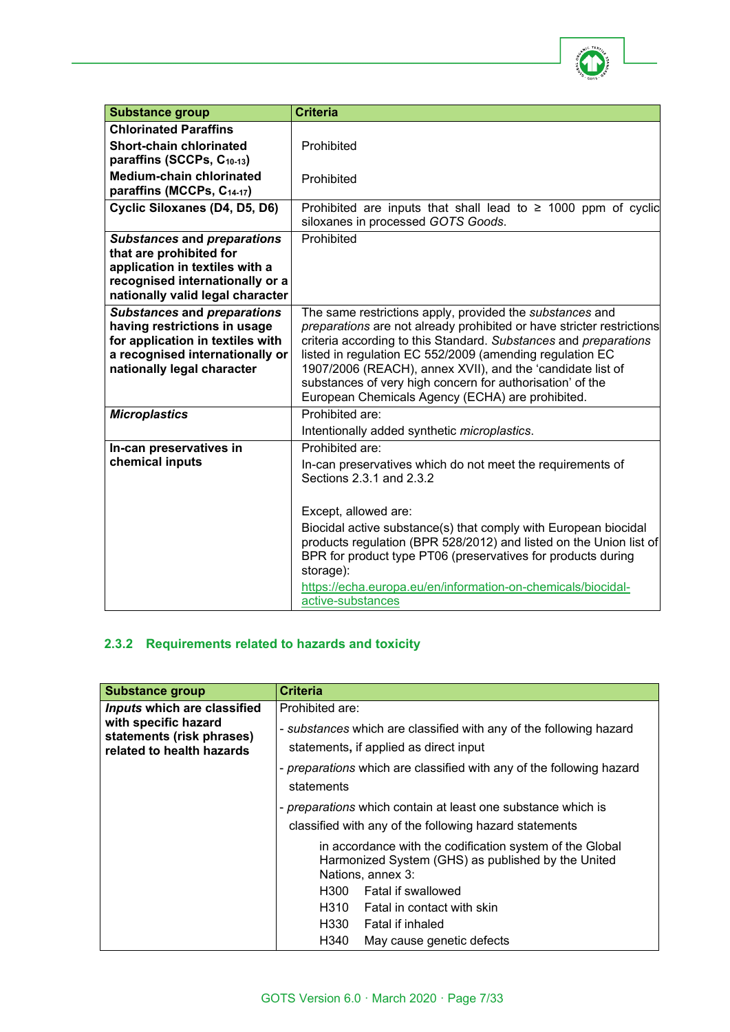| Substance group | Criteria |
|---|---|
| **Chlorinated Paraffins** | |
| **Short-chain chlorinated paraffins (SCCPs, $C_{10-13}$)** | Prohibited |
| **Medium-chain chlorinated paraffins (MCCPs, $C_{14-17}$)** | Prohibited |
| **Cyclic Siloxanes (D4, D5, D6)** | Prohibited are inputs that shall lead to ≥ 1000 ppm of cyclic siloxanes in processed *GOTS Goods*. |
| ***Substances* and *preparations* that are prohibited for application in textiles with a recognised internationally or a nationally valid legal character** | Prohibited |
| ***Substances* and *preparations* having restrictions in usage for application in textiles with a recognised internationally or nationally legal character** | The same restrictions apply, provided the *substances* and *preparations* are not already prohibited or have stricter restrictions criteria according to this Standard. *Substances* and *preparations* listed in regulation EC 552/2009 (amending regulation EC 1907/2006 (REACH), annex XVII), and the 'candidate list of substances of very high concern for authorisation' of the European Chemicals Agency (ECHA) are prohibited. |
| ***Microplastics*** | Prohibited are:<br>Intentionally added synthetic *microplastics*. |
| **In-can preservatives in chemical inputs** | Prohibited are:<br>In-can preservatives which do not meet the requirements of Sections 2.3.1 and 2.3.2<br><br>Except, allowed are:<br>Biocidal active substance(s) that comply with European biocidal products regulation (BPR 528/2012) and listed on the Union list of BPR for product type PT06 (preservatives for products during storage):<br>https://echa.europa.eu/en/information-on-chemicals/biocidal-active-substances |

### 2.3.2 Requirements related to hazards and toxicity

| Substance group | Criteria |
|---|---|
| ***Inputs* which are classified with specific hazard statements (risk phrases) related to health hazards** | Prohibited are:<br>- *substances* which are classified with any of the following hazard statements, if applied as direct input<br>- *preparations* which are classified with any of the following hazard statements<br>- *preparations* which contain at least one substance which is classified with any of the following hazard statements<br><br>in accordance with the codification system of the Global Harmonized System (GHS) as published by the United Nations, annex 3:<br>H300 Fatal if swallowed<br>H310 Fatal in contact with skin<br>H330 Fatal if inhaled<br>H340 May cause genetic defects |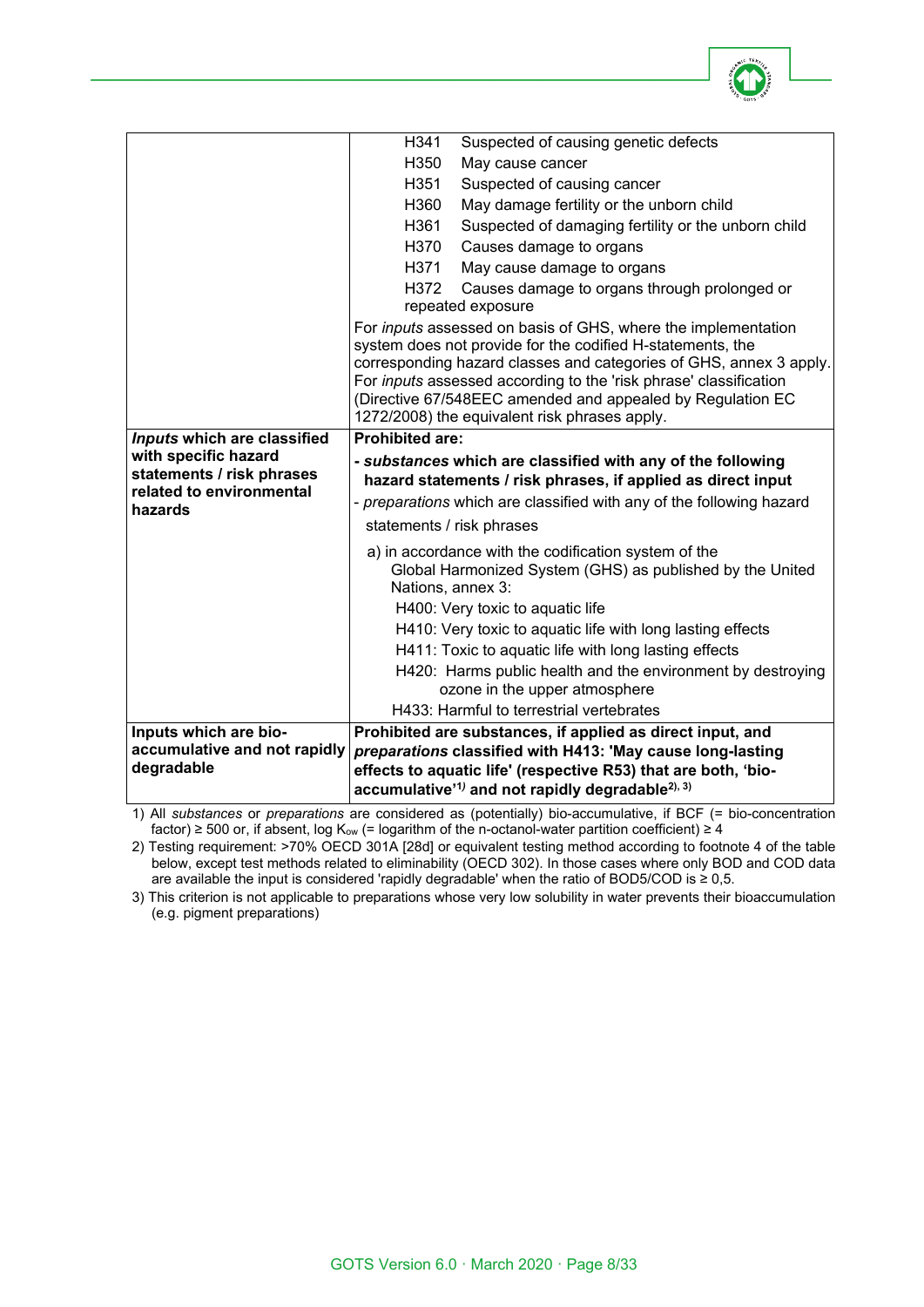| | |
|---|---|
| | H341 Suspected of causing genetic defects<br>H350 May cause cancer<br>H351 Suspected of causing cancer<br>H360 May damage fertility or the unborn child<br>H361 Suspected of damaging fertility or the unborn child<br>H370 Causes damage to organs<br>H371 May cause damage to organs<br>H372 Causes damage to organs through prolonged or repeated exposure<br><br>For *inputs* assessed on basis of GHS, where the implementation system does not provide for the codified H-statements, the corresponding hazard classes and categories of GHS, annex 3 apply. For *inputs* assessed according to the 'risk phrase' classification (Directive 67/548EEC amended and appealed by Regulation EC 1272/2008) the equivalent risk phrases apply. |
| ***Inputs* which are classified with specific hazard statements / risk phrases related to environmental hazards** | **Prohibited are:**<br>**- *substances* which are classified with any of the following hazard statements / risk phrases, if applied as direct input**<br>- *preparations* which are classified with any of the following hazard statements / risk phrases<br><br>a) in accordance with the codification system of the Global Harmonized System (GHS) as published by the United Nations, annex 3:<br>H400: Very toxic to aquatic life<br>H410: Very toxic to aquatic life with long lasting effects<br>H411: Toxic to aquatic life with long lasting effects<br>H420: Harms public health and the environment by destroying ozone in the upper atmosphere<br>H433: Harmful to terrestrial vertebrates |
| **Inputs which are bio-accumulative and not rapidly degradable** | **Prohibited are substances, if applied as direct input, and *preparations* classified with H413: 'May cause long-lasting effects to aquatic life' (respective R53) that are both, 'bio-accumulative'[1)] and not rapidly degradable[2), 3)]** |

1) All *substances* or *preparations* are considered as (potentially) bio-accumulative, if BCF (= bio-concentration factor) ≥ 500 or, if absent, log $K_{ow}$ (= logarithm of the n-octanol-water partition coefficient) ≥ 4

2) Testing requirement: >70% OECD 301A [28d] or equivalent testing method according to footnote 4 of the table below, except test methods related to eliminability (OECD 302). In those cases where only BOD and COD data are available the input is considered 'rapidly degradable' when the ratio of BOD5/COD is ≥ 0,5.

3) This criterion is not applicable to preparations whose very low solubility in water prevents their bioaccumulation (e.g. pigment preparations)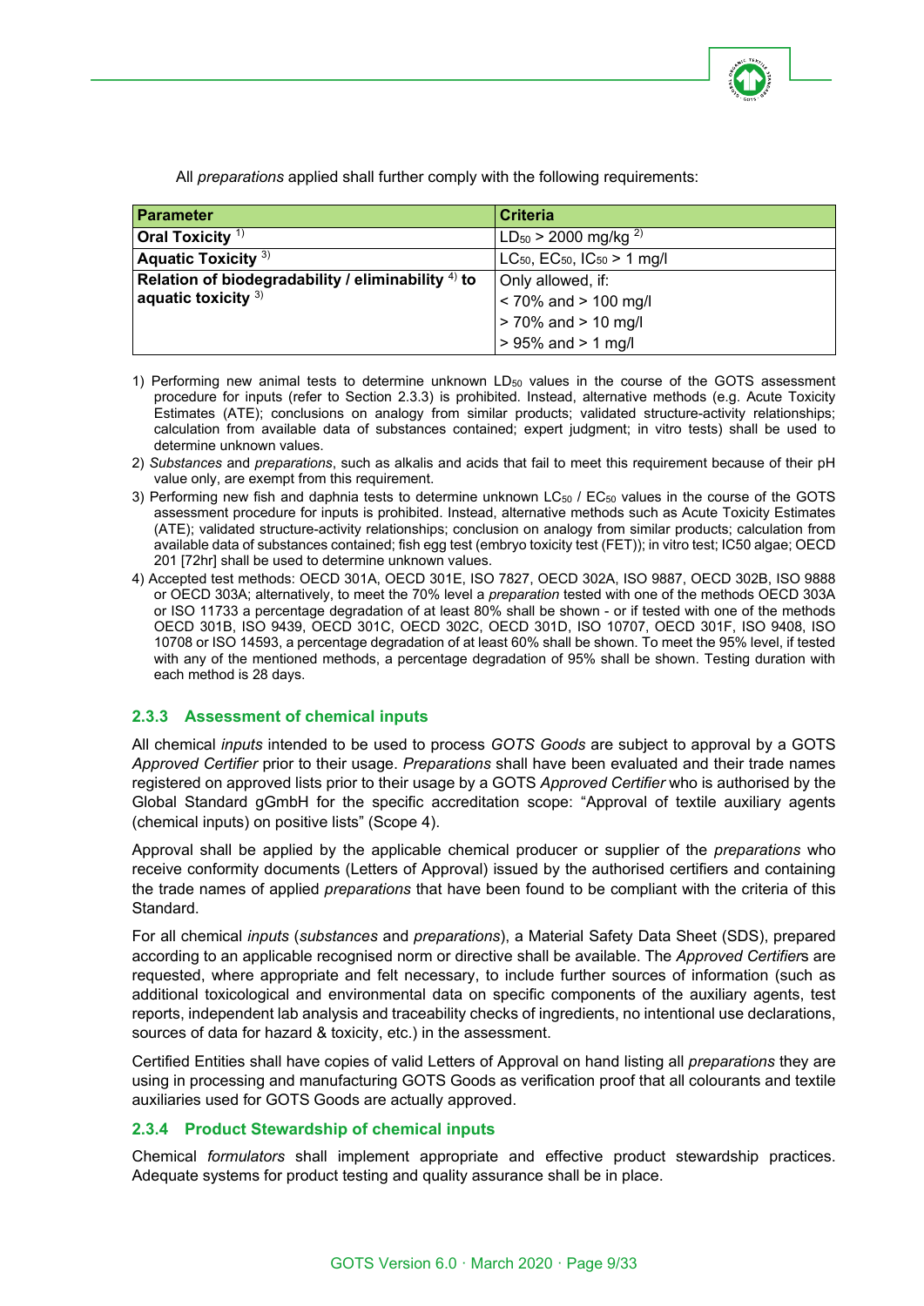All *preparations* applied shall further comply with the following requirements:

| Parameter | Criteria |
|---|---|
| **Oral Toxicity** [1] | $LD_{50}$ > 2000 mg/kg [2] |
| **Aquatic Toxicity** [3] | $LC_{50}$, $EC_{50}$, $IC_{50}$ > 1 mg/l |
| **Relation of biodegradability / eliminability** [4] **to aquatic toxicity** [3] | Only allowed, if:<br>< 70% and > 100 mg/l<br>> 70% and > 10 mg/l<br>> 95% and > 1 mg/l |

1) Performing new animal tests to determine unknown $LD_{50}$ values in the course of the GOTS assessment procedure for inputs (refer to Section 2.3.3) is prohibited. Instead, alternative methods (e.g. Acute Toxicity Estimates (ATE); conclusions on analogy from similar products; validated structure-activity relationships; calculation from available data of substances contained; expert judgment; in vitro tests) shall be used to determine unknown values.

2) *Substances* and *preparations*, such as alkalis and acids that fail to meet this requirement because of their pH value only, are exempt from this requirement.

3) Performing new fish and daphnia tests to determine unknown $LC_{50}$ / $EC_{50}$ values in the course of the GOTS assessment procedure for inputs is prohibited. Instead, alternative methods such as Acute Toxicity Estimates (ATE); validated structure-activity relationships; conclusion on analogy from similar products; calculation from available data of substances contained; fish egg test (embryo toxicity test (FET)); in vitro test; IC50 algae; OECD 201 [72hr] shall be used to determine unknown values.

4) Accepted test methods: OECD 301A, OECD 301E, ISO 7827, OECD 302A, ISO 9887, OECD 302B, ISO 9888 or OECD 303A; alternatively, to meet the 70% level a *preparation* tested with one of the methods OECD 303A or ISO 11733 a percentage degradation of at least 80% shall be shown - or if tested with one of the methods OECD 301B, ISO 9439, OECD 301C, OECD 302C, OECD 301D, ISO 10707, OECD 301F, ISO 9408, ISO 10708 or ISO 14593, a percentage degradation of at least 60% shall be shown. To meet the 95% level, if tested with any of the mentioned methods, a percentage degradation of 95% shall be shown. Testing duration with each method is 28 days.

### 2.3.3 Assessment of chemical inputs

All chemical *inputs* intended to be used to process *GOTS Goods* are subject to approval by a GOTS *Approved Certifier* prior to their usage. *Preparations* shall have been evaluated and their trade names registered on approved lists prior to their usage by a GOTS *Approved Certifier* who is authorised by the Global Standard gGmbH for the specific accreditation scope: “Approval of textile auxiliary agents (chemical inputs) on positive lists” (Scope 4).

Approval shall be applied by the applicable chemical producer or supplier of the *preparations* who receive conformity documents (Letters of Approval) issued by the authorised certifiers and containing the trade names of applied *preparations* that have been found to be compliant with the criteria of this Standard.

For all chemical *inputs* (*substances* and *preparations*), a Material Safety Data Sheet (SDS), prepared according to an applicable recognised norm or directive shall be available. The *Approved Certifier*s are requested, where appropriate and felt necessary, to include further sources of information (such as additional toxicological and environmental data on specific components of the auxiliary agents, test reports, independent lab analysis and traceability checks of ingredients, no intentional use declarations, sources of data for hazard & toxicity, etc.) in the assessment.

Certified Entities shall have copies of valid Letters of Approval on hand listing all *preparations* they are using in processing and manufacturing GOTS Goods as verification proof that all colourants and textile auxiliaries used for GOTS Goods are actually approved.

### 2.3.4 Product Stewardship of chemical inputs

Chemical *formulators* shall implement appropriate and effective product stewardship practices. Adequate systems for product testing and quality assurance shall be in place.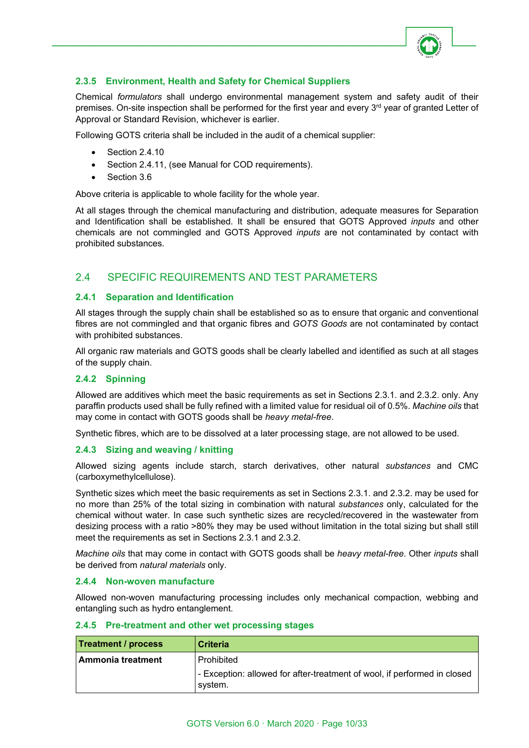### 2.3.5 Environment, Health and Safety for Chemical Suppliers

Chemical *formulators* shall undergo environmental management system and safety audit of their premises. On-site inspection shall be performed for the first year and every 3rd year of granted Letter of Approval or Standard Revision, whichever is earlier.

Following GOTS criteria shall be included in the audit of a chemical supplier:

- Section 2.4.10
- Section 2.4.11, (see Manual for COD requirements).
- Section 3.6

Above criteria is applicable to whole facility for the whole year.

At all stages through the chemical manufacturing and distribution, adequate measures for Separation and Identification shall be established. It shall be ensured that GOTS Approved *inputs* and other chemicals are not commingled and GOTS Approved *inputs* are not contaminated by contact with prohibited substances.

## 2.4 SPECIFIC REQUIREMENTS AND TEST PARAMETERS

### 2.4.1 Separation and Identification

All stages through the supply chain shall be established so as to ensure that organic and conventional fibres are not commingled and that organic fibres and *GOTS Goods* are not contaminated by contact with prohibited substances.

All organic raw materials and GOTS goods shall be clearly labelled and identified as such at all stages of the supply chain.

### 2.4.2 Spinning

Allowed are additives which meet the basic requirements as set in Sections 2.3.1. and 2.3.2. only. Any paraffin products used shall be fully refined with a limited value for residual oil of 0.5%. *Machine oils* that may come in contact with GOTS goods shall be *heavy metal-free*.

Synthetic fibres, which are to be dissolved at a later processing stage, are not allowed to be used.

### 2.4.3 Sizing and weaving / knitting

Allowed sizing agents include starch, starch derivatives, other natural *substances* and CMC (carboxymethylcellulose).

Synthetic sizes which meet the basic requirements as set in Sections 2.3.1. and 2.3.2. may be used for no more than 25% of the total sizing in combination with natural *substances* only, calculated for the chemical without water. In case such synthetic sizes are recycled/recovered in the wastewater from desizing process with a ratio >80% they may be used without limitation in the total sizing but shall still meet the requirements as set in Sections 2.3.1 and 2.3.2.

*Machine oils* that may come in contact with GOTS goods shall be *heavy metal-free*. Other *inputs* shall be derived from *natural materials* only.

### 2.4.4 Non-woven manufacture

Allowed non-woven manufacturing processing includes only mechanical compaction, webbing and entangling such as hydro entanglement.

### 2.4.5 Pre-treatment and other wet processing stages

| Treatment / process | Criteria |
|---|---|
| **Ammonia treatment** | Prohibited<br>- Exception: allowed for after-treatment of wool, if performed in closed system. |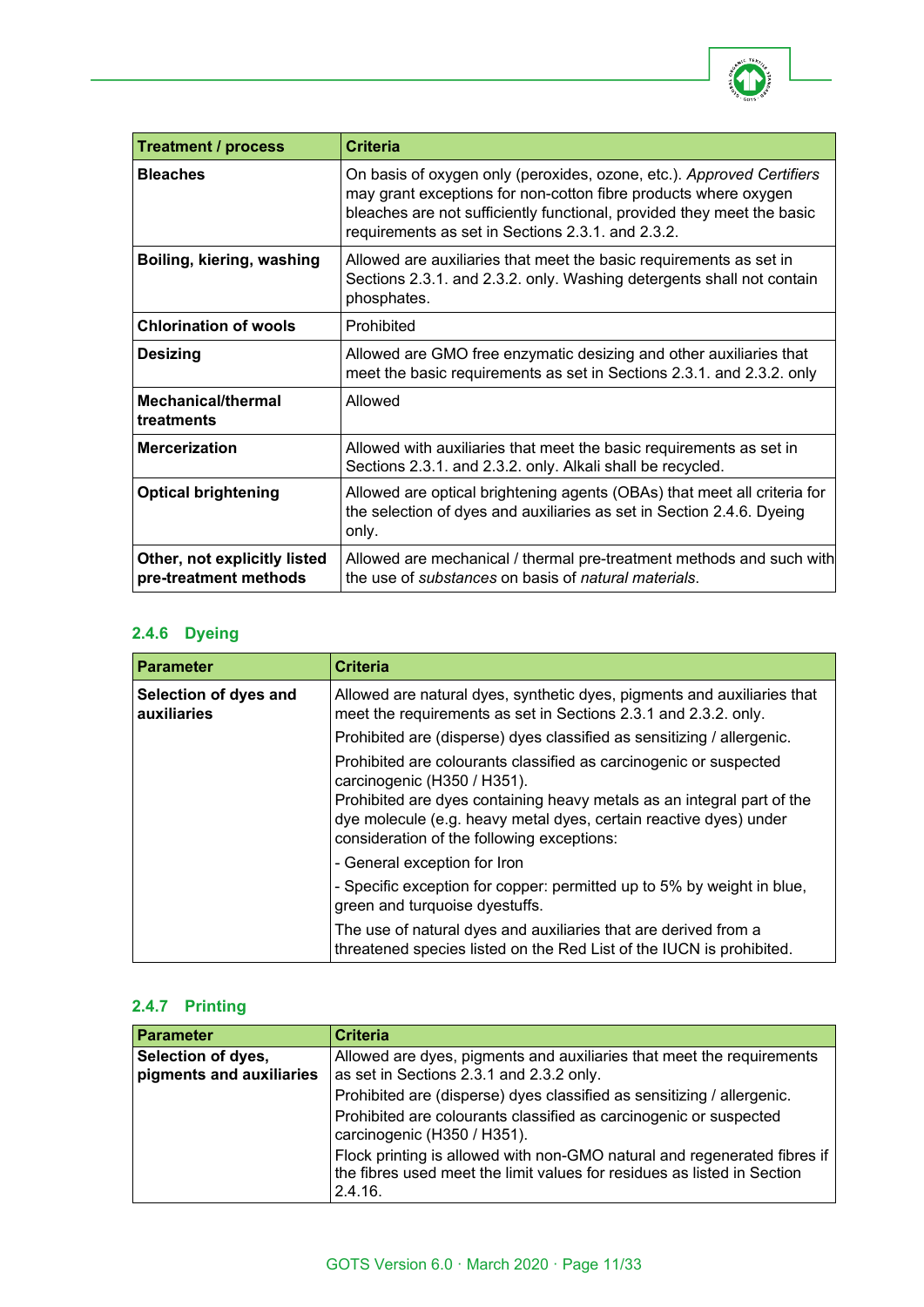| Treatment / process | Criteria |
|---|---|
| **Bleaches** | On basis of oxygen only (peroxides, ozone, etc.). *Approved Certifiers* may grant exceptions for non-cotton fibre products where oxygen bleaches are not sufficiently functional, provided they meet the basic requirements as set in Sections 2.3.1. and 2.3.2. |
| **Boiling, kiering, washing** | Allowed are auxiliaries that meet the basic requirements as set in Sections 2.3.1. and 2.3.2. only. Washing detergents shall not contain phosphates. |
| **Chlorination of wools** | Prohibited |
| **Desizing** | Allowed are GMO free enzymatic desizing and other auxiliaries that meet the basic requirements as set in Sections 2.3.1. and 2.3.2. only |
| **Mechanical/thermal treatments** | Allowed |
| **Mercerization** | Allowed with auxiliaries that meet the basic requirements as set in Sections 2.3.1. and 2.3.2. only. Alkali shall be recycled. |
| **Optical brightening** | Allowed are optical brightening agents (OBAs) that meet all criteria for the selection of dyes and auxiliaries as set in Section 2.4.6. Dyeing only. |
| **Other, not explicitly listed pre-treatment methods** | Allowed are mechanical / thermal pre-treatment methods and such with the use of *substances* on basis of *natural materials*. |

### 2.4.6 Dyeing

| Parameter | Criteria |
|---|---|
| **Selection of dyes and auxiliaries** | Allowed are natural dyes, synthetic dyes, pigments and auxiliaries that meet the requirements as set in Sections 2.3.1 and 2.3.2. only. |
| | Prohibited are (disperse) dyes classified as sensitizing / allergenic. |
| | Prohibited are colourants classified as carcinogenic or suspected carcinogenic (H350 / H351). Prohibited are dyes containing heavy metals as an integral part of the dye molecule (e.g. heavy metal dyes, certain reactive dyes) under consideration of the following exceptions: |
| | - General exception for Iron |
| | - Specific exception for copper: permitted up to 5% by weight in blue, green and turquoise dyestuffs. |
| | The use of natural dyes and auxiliaries that are derived from a threatened species listed on the Red List of the IUCN is prohibited. |

### 2.4.7 Printing

| Parameter | Criteria |
|---|---|
| **Selection of dyes, pigments and auxiliaries** | Allowed are dyes, pigments and auxiliaries that meet the requirements as set in Sections 2.3.1 and 2.3.2 only. |
| | Prohibited are (disperse) dyes classified as sensitizing / allergenic. |
| | Prohibited are colourants classified as carcinogenic or suspected carcinogenic (H350 / H351). |
| | Flock printing is allowed with non-GMO natural and regenerated fibres if the fibres used meet the limit values for residues as listed in Section 2.4.16. |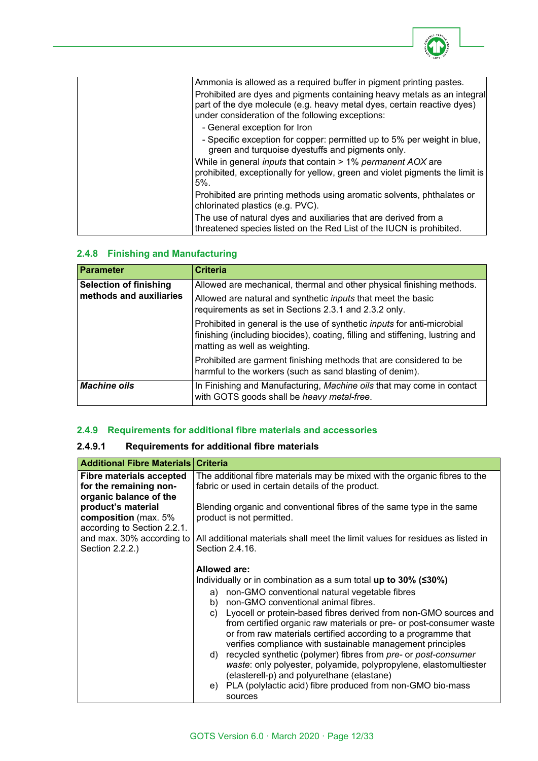| | |
|---|---|
| | Ammonia is allowed as a required buffer in pigment printing pastes.<br>Prohibited are dyes and pigments containing heavy metals as an integral part of the dye molecule (e.g. heavy metal dyes, certain reactive dyes) under consideration of the following exceptions:<br>- General exception for Iron<br>- Specific exception for copper: permitted up to 5% per weight in blue, green and turquoise dyestuffs and pigments only.<br>While in general *inputs* that contain > 1% *permanent AOX* are prohibited, exceptionally for yellow, green and violet pigments the limit is 5%.<br>Prohibited are printing methods using aromatic solvents, phthalates or chlorinated plastics (e.g. PVC).<br>The use of natural dyes and auxiliaries that are derived from a threatened species listed on the Red List of the IUCN is prohibited. |

### 2.4.8 Finishing and Manufacturing

| Parameter | Criteria |
|---|---|
| **Selection of finishing methods and auxiliaries** | Allowed are mechanical, thermal and other physical finishing methods.<br>Allowed are natural and synthetic *inputs* that meet the basic requirements as set in Sections 2.3.1 and 2.3.2 only.<br>Prohibited in general is the use of synthetic *inputs* for anti-microbial finishing (including biocides), coating, filling and stiffening, lustring and matting as well as weighting.<br>Prohibited are garment finishing methods that are considered to be harmful to the workers (such as sand blasting of denim). |
| ***Machine oils*** | In Finishing and Manufacturing, *Machine oils* that may come in contact with GOTS goods shall be *heavy metal-free*. |

### 2.4.9 Requirements for additional fibre materials and accessories

#### 2.4.9.1 Requirements for additional fibre materials

| Additional Fibre Materials | Criteria |
|---|---|
| **Fibre materials accepted for the remaining non-organic balance of the product's material composition** (max. 5% according to Section 2.2.1. and max. 30% according to Section 2.2.2.) | The additional fibre materials may be mixed with the organic fibres to the fabric or used in certain details of the product.<br><br>Blending organic and conventional fibres of the same type in the same product is not permitted.<br><br>All additional materials shall meet the limit values for residues as listed in Section 2.4.16.<br><br>**Allowed are:**<br>Individually or in combination as a sum total **up to 30% (≤30%)**<br>a) non-GMO conventional natural vegetable fibres<br>b) non-GMO conventional animal fibres.<br>c) Lyocell or protein-based fibres derived from non-GMO sources and from certified organic raw materials or pre- or post-consumer waste or from raw materials certified according to a programme that verifies compliance with sustainable management principles<br>d) recycled synthetic (polymer) fibres from *pre-* or *post-consumer waste*: only polyester, polyamide, polypropylene, elastomultiester (elasterell-p) and polyurethane (elastane)<br>e) PLA (polylactic acid) fibre produced from non-GMO bio-mass sources |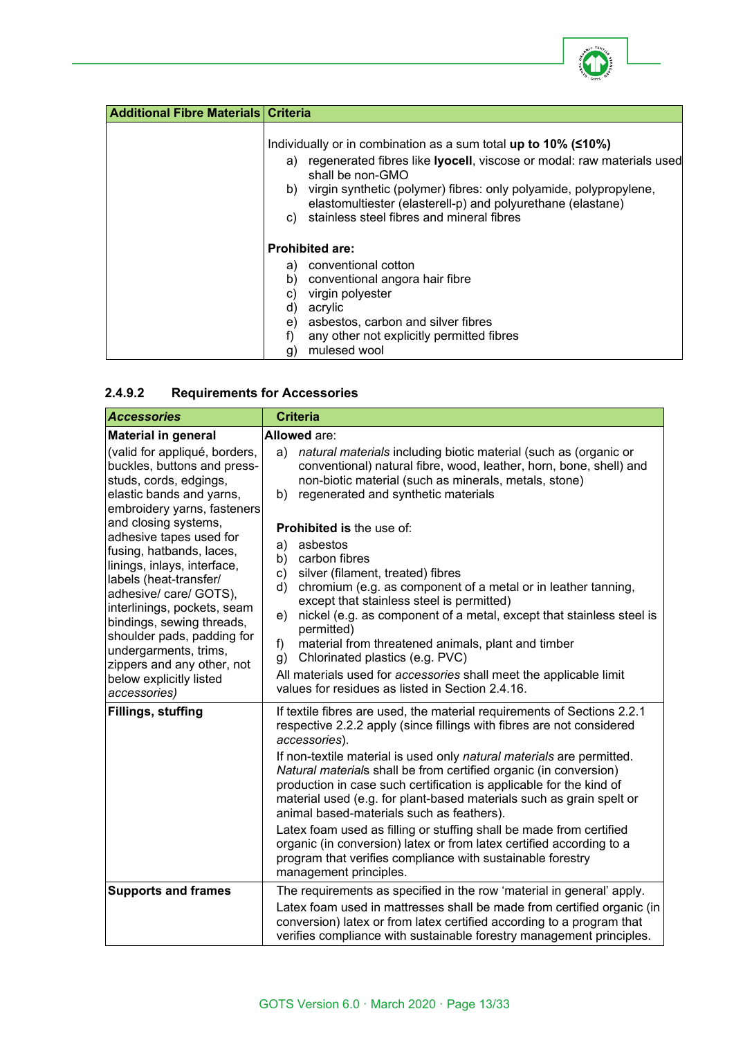| Additional Fibre Materials | Criteria |
|---|---|
| | Individually or in combination as a sum total **up to 10% (≤10%)**<br>a) regenerated fibres like **lyocell**, viscose or modal: raw materials used shall be non-GMO<br>b) virgin synthetic (polymer) fibres: only polyamide, polypropylene, elastomultiester (elasterell-p) and polyurethane (elastane)<br>c) stainless steel fibres and mineral fibres<br><br>**Prohibited are:**<br>a) conventional cotton<br>b) conventional angora hair fibre<br>c) virgin polyester<br>d) acrylic<br>e) asbestos, carbon and silver fibres<br>f) any other not explicitly permitted fibres<br>g) mulesed wool |

#### 2.4.9.2 Requirements for Accessories

| *Accessories* | Criteria |
|---|---|
| **Material in general**<br>(valid for appliqué, borders, buckles, buttons and press-studs, cords, edgings, elastic bands and yarns, embroidery yarns, fasteners and closing systems, adhesive tapes used for fusing, hatbands, laces, linings, inlays, interface, labels (heat-transfer/ adhesive/ care/ GOTS), interlinings, pockets, seam bindings, sewing threads, shoulder pads, padding for undergarments, trims, zippers and any other, not below explicitly listed *accessories)* | **Allowed** are:<br>a) *natural materials* including biotic material (such as (organic or conventional) natural fibre, wood, leather, horn, bone, shell) and non-biotic material (such as minerals, metals, stone)<br>b) regenerated and synthetic materials<br><br>**Prohibited is** the use of:<br>a) asbestos<br>b) carbon fibres<br>c) silver (filament, treated) fibres<br>d) chromium (e.g. as component of a metal or in leather tanning, except that stainless steel is permitted)<br>e) nickel (e.g. as component of a metal, except that stainless steel is permitted)<br>f) material from threatened animals, plant and timber<br>g) Chlorinated plastics (e.g. PVC)<br>All materials used for *accessories* shall meet the applicable limit values for residues as listed in Section 2.4.16. |
| **Fillings, stuffing** | If textile fibres are used, the material requirements of Sections 2.2.1 respective 2.2.2 apply (since fillings with fibres are not considered *accessories*).<br>If non-textile material is used only *natural materials* are permitted. *Natural materials* shall be from certified organic (in conversion) production in case such certification is applicable for the kind of material used (e.g. for plant-based materials such as grain spelt or animal based-materials such as feathers).<br>Latex foam used as filling or stuffing shall be made from certified organic (in conversion) latex or from latex certified according to a program that verifies compliance with sustainable forestry management principles. |
| **Supports and frames** | The requirements as specified in the row 'material in general' apply.<br>Latex foam used in mattresses shall be made from certified organic (in conversion) latex or from latex certified according to a program that verifies compliance with sustainable forestry management principles. |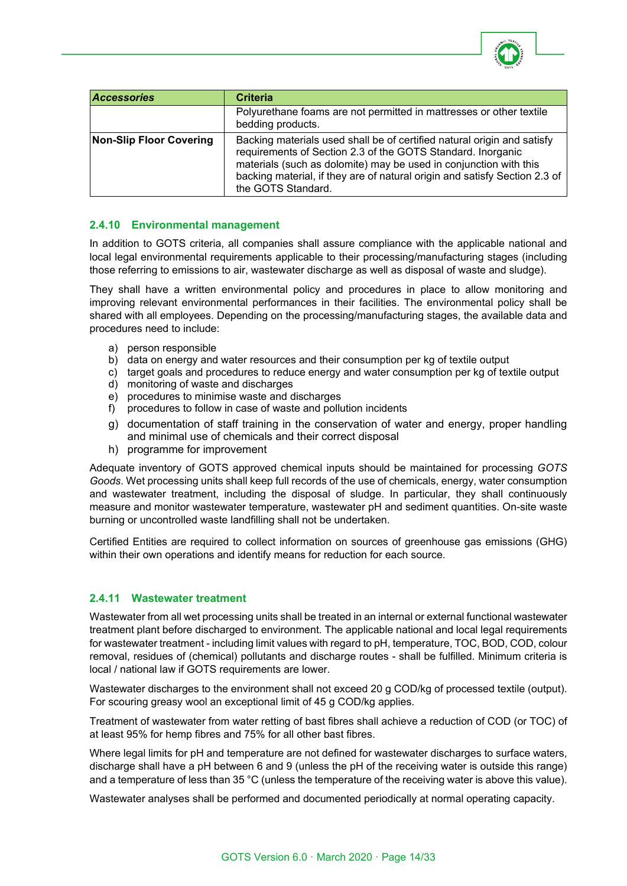| *Accessories* | Criteria |
|---|---|
| | Polyurethane foams are not permitted in mattresses or other textile bedding products. |
| **Non-Slip Floor Covering** | Backing materials used shall be of certified natural origin and satisfy requirements of Section 2.3 of the GOTS Standard. Inorganic materials (such as dolomite) may be used in conjunction with this backing material, if they are of natural origin and satisfy Section 2.3 of the GOTS Standard. |

### 2.4.10 Environmental management

In addition to GOTS criteria, all companies shall assure compliance with the applicable national and local legal environmental requirements applicable to their processing/manufacturing stages (including those referring to emissions to air, wastewater discharge as well as disposal of waste and sludge).

They shall have a written environmental policy and procedures in place to allow monitoring and improving relevant environmental performances in their facilities. The environmental policy shall be shared with all employees. Depending on the processing/manufacturing stages, the available data and procedures need to include:

a) person responsible
b) data on energy and water resources and their consumption per kg of textile output
c) target goals and procedures to reduce energy and water consumption per kg of textile output
d) monitoring of waste and discharges
e) procedures to minimise waste and discharges
f) procedures to follow in case of waste and pollution incidents
g) documentation of staff training in the conservation of water and energy, proper handling and minimal use of chemicals and their correct disposal
h) programme for improvement

Adequate inventory of GOTS approved chemical inputs should be maintained for processing *GOTS Goods*. Wet processing units shall keep full records of the use of chemicals, energy, water consumption and wastewater treatment, including the disposal of sludge. In particular, they shall continuously measure and monitor wastewater temperature, wastewater pH and sediment quantities. On-site waste burning or uncontrolled waste landfilling shall not be undertaken.

Certified Entities are required to collect information on sources of greenhouse gas emissions (GHG) within their own operations and identify means for reduction for each source.

### 2.4.11 Wastewater treatment

Wastewater from all wet processing units shall be treated in an internal or external functional wastewater treatment plant before discharged to environment. The applicable national and local legal requirements for wastewater treatment - including limit values with regard to pH, temperature, TOC, BOD, COD, colour removal, residues of (chemical) pollutants and discharge routes - shall be fulfilled. Minimum criteria is local / national law if GOTS requirements are lower.

Wastewater discharges to the environment shall not exceed 20 g COD/kg of processed textile (output). For scouring greasy wool an exceptional limit of 45 g COD/kg applies.

Treatment of wastewater from water retting of bast fibres shall achieve a reduction of COD (or TOC) of at least 95% for hemp fibres and 75% for all other bast fibres.

Where legal limits for pH and temperature are not defined for wastewater discharges to surface waters, discharge shall have a pH between 6 and 9 (unless the pH of the receiving water is outside this range) and a temperature of less than 35 °C (unless the temperature of the receiving water is above this value).

Wastewater analyses shall be performed and documented periodically at normal operating capacity.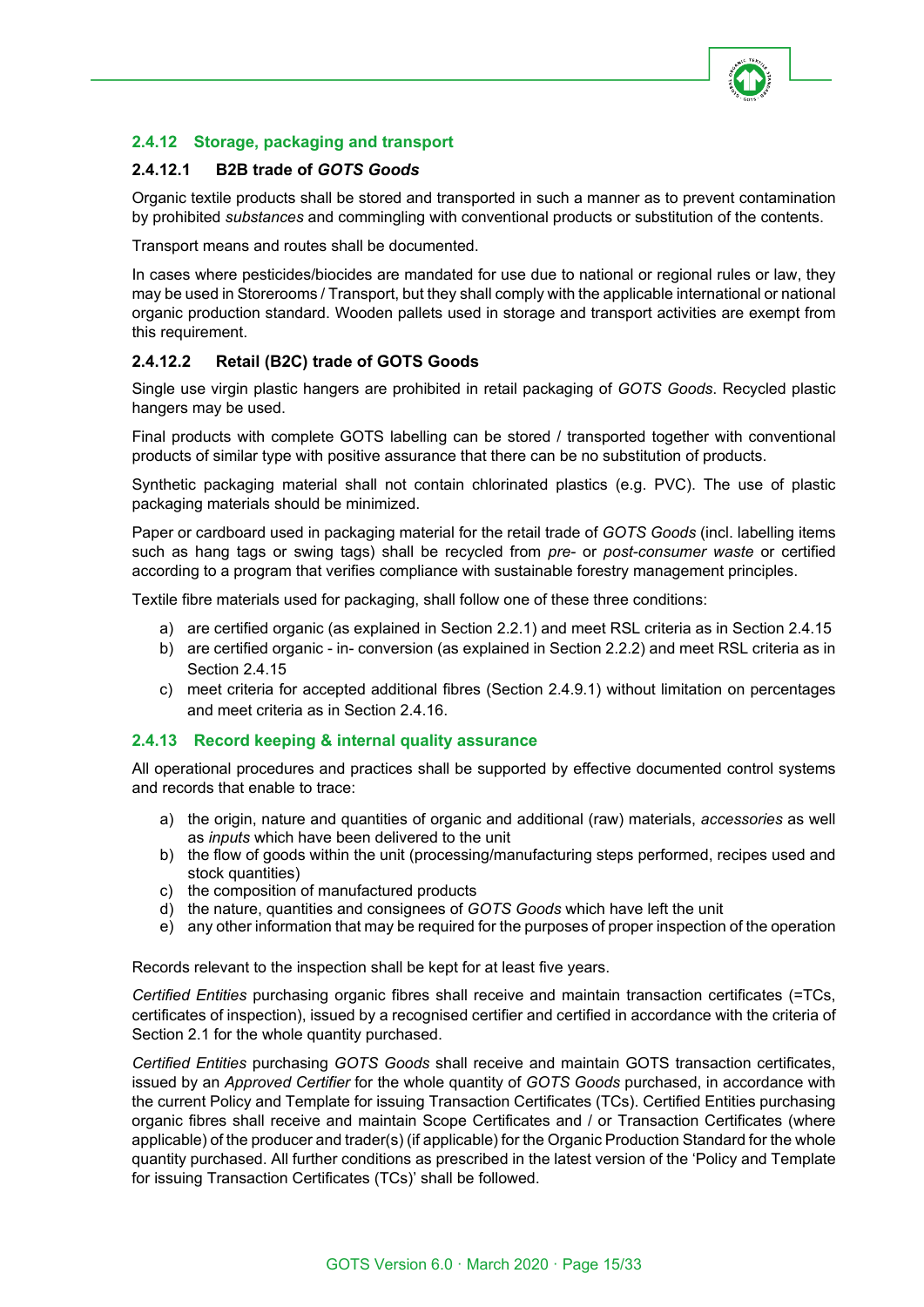### 2.4.12 Storage, packaging and transport

#### 2.4.12.1 B2B trade of *GOTS Goods*

Organic textile products shall be stored and transported in such a manner as to prevent contamination by prohibited *substances* and commingling with conventional products or substitution of the contents.

Transport means and routes shall be documented.

In cases where pesticides/biocides are mandated for use due to national or regional rules or law, they may be used in Storerooms / Transport, but they shall comply with the applicable international or national organic production standard. Wooden pallets used in storage and transport activities are exempt from this requirement.

#### 2.4.12.2 Retail (B2C) trade of GOTS Goods

Single use virgin plastic hangers are prohibited in retail packaging of *GOTS Goods*. Recycled plastic hangers may be used.

Final products with complete GOTS labelling can be stored / transported together with conventional products of similar type with positive assurance that there can be no substitution of products.

Synthetic packaging material shall not contain chlorinated plastics (e.g. PVC). The use of plastic packaging materials should be minimized.

Paper or cardboard used in packaging material for the retail trade of *GOTS Goods* (incl. labelling items such as hang tags or swing tags) shall be recycled from *pre-* or *post-consumer waste* or certified according to a program that verifies compliance with sustainable forestry management principles.

Textile fibre materials used for packaging, shall follow one of these three conditions:

a) are certified organic (as explained in Section 2.2.1) and meet RSL criteria as in Section 2.4.15
b) are certified organic - in- conversion (as explained in Section 2.2.2) and meet RSL criteria as in Section 2.4.15
c) meet criteria for accepted additional fibres (Section 2.4.9.1) without limitation on percentages and meet criteria as in Section 2.4.16.

### 2.4.13 Record keeping & internal quality assurance

All operational procedures and practices shall be supported by effective documented control systems and records that enable to trace:

a) the origin, nature and quantities of organic and additional (raw) materials, *accessories* as well as *inputs* which have been delivered to the unit
b) the flow of goods within the unit (processing/manufacturing steps performed, recipes used and stock quantities)
c) the composition of manufactured products
d) the nature, quantities and consignees of *GOTS Goods* which have left the unit
e) any other information that may be required for the purposes of proper inspection of the operation

Records relevant to the inspection shall be kept for at least five years.

*Certified Entities* purchasing organic fibres shall receive and maintain transaction certificates (=TCs, certificates of inspection), issued by a recognised certifier and certified in accordance with the criteria of Section 2.1 for the whole quantity purchased.

*Certified Entities* purchasing *GOTS Goods* shall receive and maintain GOTS transaction certificates, issued by an *Approved Certifier* for the whole quantity of *GOTS Goods* purchased, in accordance with the current Policy and Template for issuing Transaction Certificates (TCs). Certified Entities purchasing organic fibres shall receive and maintain Scope Certificates and / or Transaction Certificates (where applicable) of the producer and trader(s) (if applicable) for the Organic Production Standard for the whole quantity purchased. All further conditions as prescribed in the latest version of the 'Policy and Template for issuing Transaction Certificates (TCs)' shall be followed.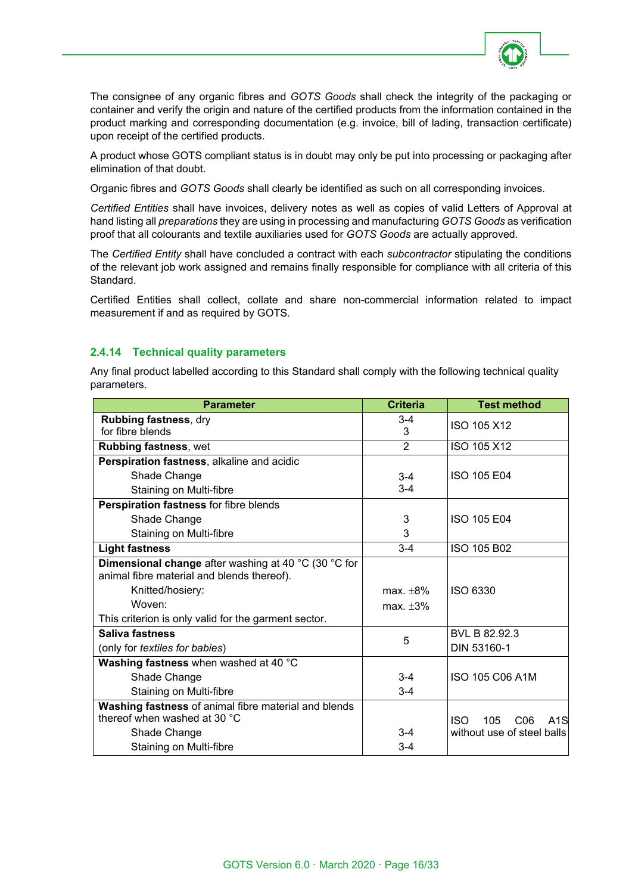The consignee of any organic fibres and *GOTS Goods* shall check the integrity of the packaging or container and verify the origin and nature of the certified products from the information contained in the product marking and corresponding documentation (e.g. invoice, bill of lading, transaction certificate) upon receipt of the certified products.

A product whose GOTS compliant status is in doubt may only be put into processing or packaging after elimination of that doubt.

Organic fibres and *GOTS Goods* shall clearly be identified as such on all corresponding invoices.

*Certified Entities* shall have invoices, delivery notes as well as copies of valid Letters of Approval at hand listing all *preparations* they are using in processing and manufacturing *GOTS Goods* as verification proof that all colourants and textile auxiliaries used for *GOTS Goods* are actually approved.

The *Certified Entity* shall have concluded a contract with each *subcontractor* stipulating the conditions of the relevant job work assigned and remains finally responsible for compliance with all criteria of this Standard.

Certified Entities shall collect, collate and share non-commercial information related to impact measurement if and as required by GOTS.

### 2.4.14 Technical quality parameters

Any final product labelled according to this Standard shall comply with the following technical quality parameters.

| Parameter | Criteria | Test method |
|---|---|---|
| **Rubbing fastness**, dry<br>for fibre blends | 3-4<br>3 | ISO 105 X12 |
| **Rubbing fastness**, wet | 2 | ISO 105 X12 |
| **Perspiration fastness**, alkaline and acidic<br>Shade Change<br>Staining on Multi-fibre | <br>3-4<br>3-4 | ISO 105 E04 |
| **Perspiration fastness** for fibre blends<br>Shade Change<br>Staining on Multi-fibre | <br>3<br>3 | ISO 105 E04 |
| **Light fastness** | 3-4 | ISO 105 B02 |
| **Dimensional change** after washing at 40 °C (30 °C for animal fibre material and blends thereof).<br>Knitted/hosiery:<br>Woven:<br>This criterion is only valid for the garment sector. | <br><br>max. ±8%<br>max. ±3% | ISO 6330 |
| **Saliva fastness**<br>(only for *textiles for babies*) | 5 | BVL B 82.92.3<br>DIN 53160-1 |
| **Washing fastness** when washed at 40 °C<br>Shade Change<br>Staining on Multi-fibre | <br>3-4<br>3-4 | ISO 105 C06 A1M |
| **Washing fastness** of animal fibre material and blends thereof when washed at 30 °C<br>Shade Change<br>Staining on Multi-fibre | <br>3-4<br>3-4 | ISO 105 C06 A1S without use of steel balls |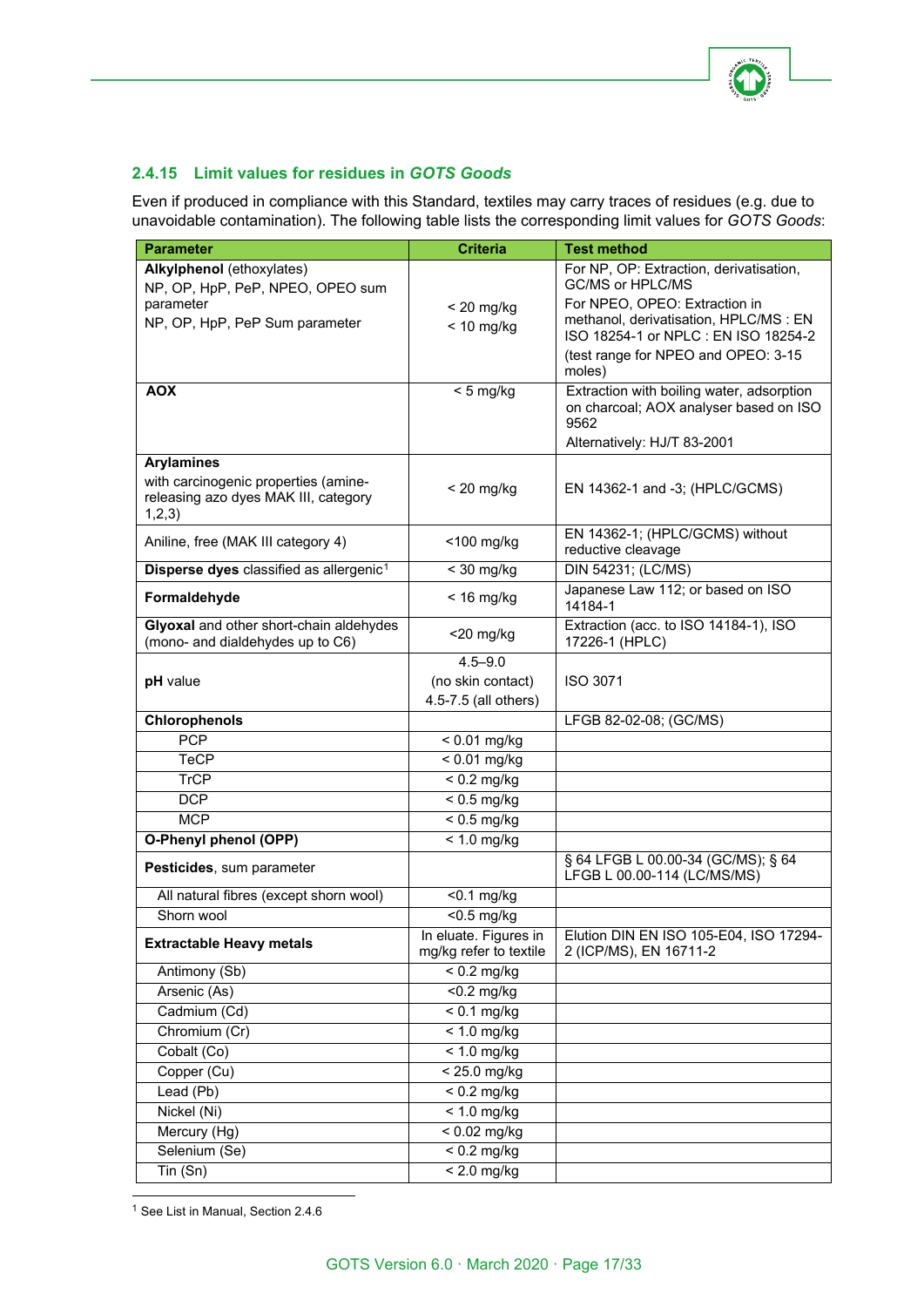### 2.4.15 Limit values for residues in *GOTS Goods*

Even if produced in compliance with this Standard, textiles may carry traces of residues (e.g. due to unavoidable contamination). The following table lists the corresponding limit values for *GOTS Goods*:

| Parameter | Criteria | Test method |
|---|---|---|
| **Alkylphenol** (ethoxylates)<br>NP, OP, HpP, PeP, NPEO, OPEO sum parameter<br>NP, OP, HpP, PeP Sum parameter | < 20 mg/kg<br>< 10 mg/kg | For NP, OP: Extraction, derivatisation, GC/MS or HPLC/MS<br>For NPEO, OPEO: Extraction in methanol, derivatisation, HPLC/MS : EN ISO 18254-1 or NPLC : EN ISO 18254-2<br>(test range for NPEO and OPEO: 3-15 moles) |
| **AOX** | < 5 mg/kg | Extraction with boiling water, adsorption on charcoal; AOX analyser based on ISO 9562<br>Alternatively: HJ/T 83-2001 |
| **Arylamines**<br>with carcinogenic properties (amine-releasing azo dyes MAK III, category 1,2,3) | < 20 mg/kg | EN 14362-1 and -3; (HPLC/GCMS) |
| Aniline, free (MAK III category 4) | <100 mg/kg | EN 14362-1; (HPLC/GCMS) without reductive cleavage |
| **Disperse dyes** classified as allergenic[1] | < 30 mg/kg | DIN 54231; (LC/MS) |
| **Formaldehyde** | < 16 mg/kg | Japanese Law 112; or based on ISO 14184-1 |
| **Glyoxal** and other short-chain aldehydes (mono- and dialdehydes up to C6) | <20 mg/kg | Extraction (acc. to ISO 14184-1), ISO 17226-1 (HPLC) |
| **pH** value | 4.5–9.0<br>(no skin contact)<br>4.5-7.5 (all others) | ISO 3071 |
| **Chlorophenols** | | LFGB 82-02-08; (GC/MS) |
| PCP | < 0.01 mg/kg | |
| TeCP | < 0.01 mg/kg | |
| TrCP | < 0.2 mg/kg | |
| DCP | < 0.5 mg/kg | |
| MCP | < 0.5 mg/kg | |
| **O-Phenyl phenol (OPP)** | < 1.0 mg/kg | |
| **Pesticides**, sum parameter | | § 64 LFGB L 00.00-34 (GC/MS); § 64 LFGB L 00.00-114 (LC/MS/MS) |
| All natural fibres (except shorn wool) | <0.1 mg/kg | |
| Shorn wool | <0.5 mg/kg | |
| **Extractable Heavy metals** | In eluate. Figures in mg/kg refer to textile | Elution DIN EN ISO 105-E04, ISO 17294-2 (ICP/MS), EN 16711-2 |
| Antimony (Sb) | < 0.2 mg/kg | |
| Arsenic (As) | <0.2 mg/kg | |
| Cadmium (Cd) | < 0.1 mg/kg | |
| Chromium (Cr) | < 1.0 mg/kg | |
| Cobalt (Co) | < 1.0 mg/kg | |
| Copper (Cu) | < 25.0 mg/kg | |
| Lead (Pb) | < 0.2 mg/kg | |
| Nickel (Ni) | < 1.0 mg/kg | |
| Mercury (Hg) | < 0.02 mg/kg | |
| Selenium (Se) | < 0.2 mg/kg | |
| Tin (Sn) | < 2.0 mg/kg | |

[1] See List in Manual, Section 2.4.6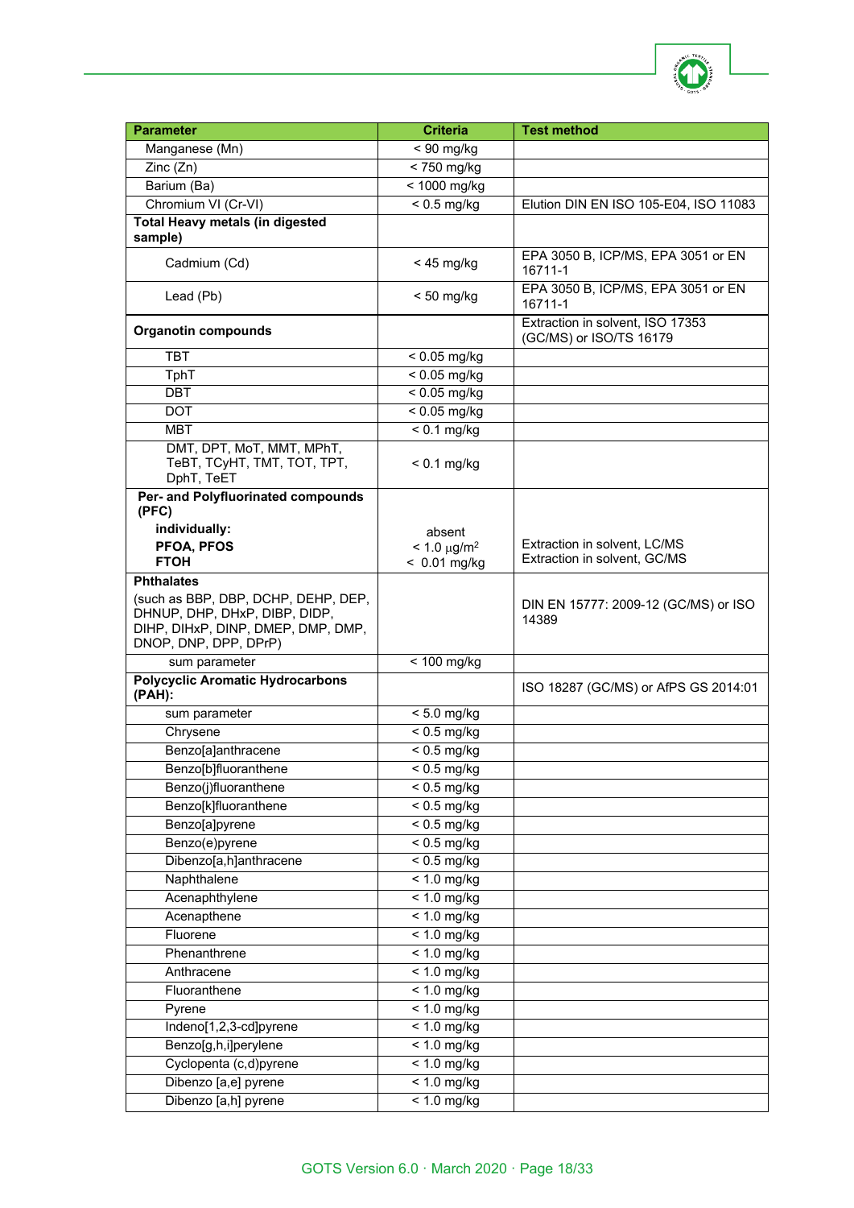| Parameter | Criteria | Test method |
|---|---|---|
| Manganese (Mn) | < 90 mg/kg | |
| Zinc (Zn) | < 750 mg/kg | |
| Barium (Ba) | < 1000 mg/kg | |
| Chromium VI (Cr-VI) | < 0.5 mg/kg | Elution DIN EN ISO 105-E04, ISO 11083 |
| **Total Heavy metals (in digested sample)** | | |
| Cadmium (Cd) | < 45 mg/kg | EPA 3050 B, ICP/MS, EPA 3051 or EN 16711-1 |
| Lead (Pb) | < 50 mg/kg | EPA 3050 B, ICP/MS, EPA 3051 or EN 16711-1 |
| **Organotin compounds** | | Extraction in solvent, ISO 17353 (GC/MS) or ISO/TS 16179 |
| TBT | < 0.05 mg/kg | |
| TphT | < 0.05 mg/kg | |
| DBT | < 0.05 mg/kg | |
| DOT | < 0.05 mg/kg | |
| MBT | < 0.1 mg/kg | |
| DMT, DPT, MoT, MMT, MPhT, TeBT, TCyHT, TMT, TOT, TPT, DphT, TeET | < 0.1 mg/kg | |
| **Per- and Polyfluorinated compounds (PFC)**<br>**individually:**<br>**PFOA, PFOS**<br>**FTOH** | absent<br>< 1.0 µg/m²<br>< 0.01 mg/kg | Extraction in solvent, LC/MS<br>Extraction in solvent, GC/MS |
| **Phthalates**<br>(such as BBP, DBP, DCHP, DEHP, DEP, DHNUP, DHP, DHxP, DIBP, DIDP, DIHP, DIHxP, DINP, DMEP, DMP, DMP, DNOP, DNP, DPP, DPrP) | | DIN EN 15777: 2009-12 (GC/MS) or ISO 14389 |
| sum parameter | < 100 mg/kg | |
| **Polycyclic Aromatic Hydrocarbons (PAH):** | | ISO 18287 (GC/MS) or AfPS GS 2014:01 |
| sum parameter | < 5.0 mg/kg | |
| Chrysene | < 0.5 mg/kg | |
| Benzo[a]anthracene | < 0.5 mg/kg | |
| Benzo[b]fluoranthene | < 0.5 mg/kg | |
| Benzo(j)fluoranthene | < 0.5 mg/kg | |
| Benzo[k]fluoranthene | < 0.5 mg/kg | |
| Benzo[a]pyrene | < 0.5 mg/kg | |
| Benzo(e)pyrene | < 0.5 mg/kg | |
| Dibenzo[a,h]anthracene | < 0.5 mg/kg | |
| Naphthalene | < 1.0 mg/kg | |
| Acenaphthylene | < 1.0 mg/kg | |
| Acenapthene | < 1.0 mg/kg | |
| Fluorene | < 1.0 mg/kg | |
| Phenanthrene | < 1.0 mg/kg | |
| Anthracene | < 1.0 mg/kg | |
| Fluoranthene | < 1.0 mg/kg | |
| Pyrene | < 1.0 mg/kg | |
| Indeno[1,2,3-cd]pyrene | < 1.0 mg/kg | |
| Benzo[g,h,i]perylene | < 1.0 mg/kg | |
| Cyclopenta (c,d)pyrene | < 1.0 mg/kg | |
| Dibenzo [a,e] pyrene | < 1.0 mg/kg | |
| Dibenzo [a,h] pyrene | < 1.0 mg/kg | |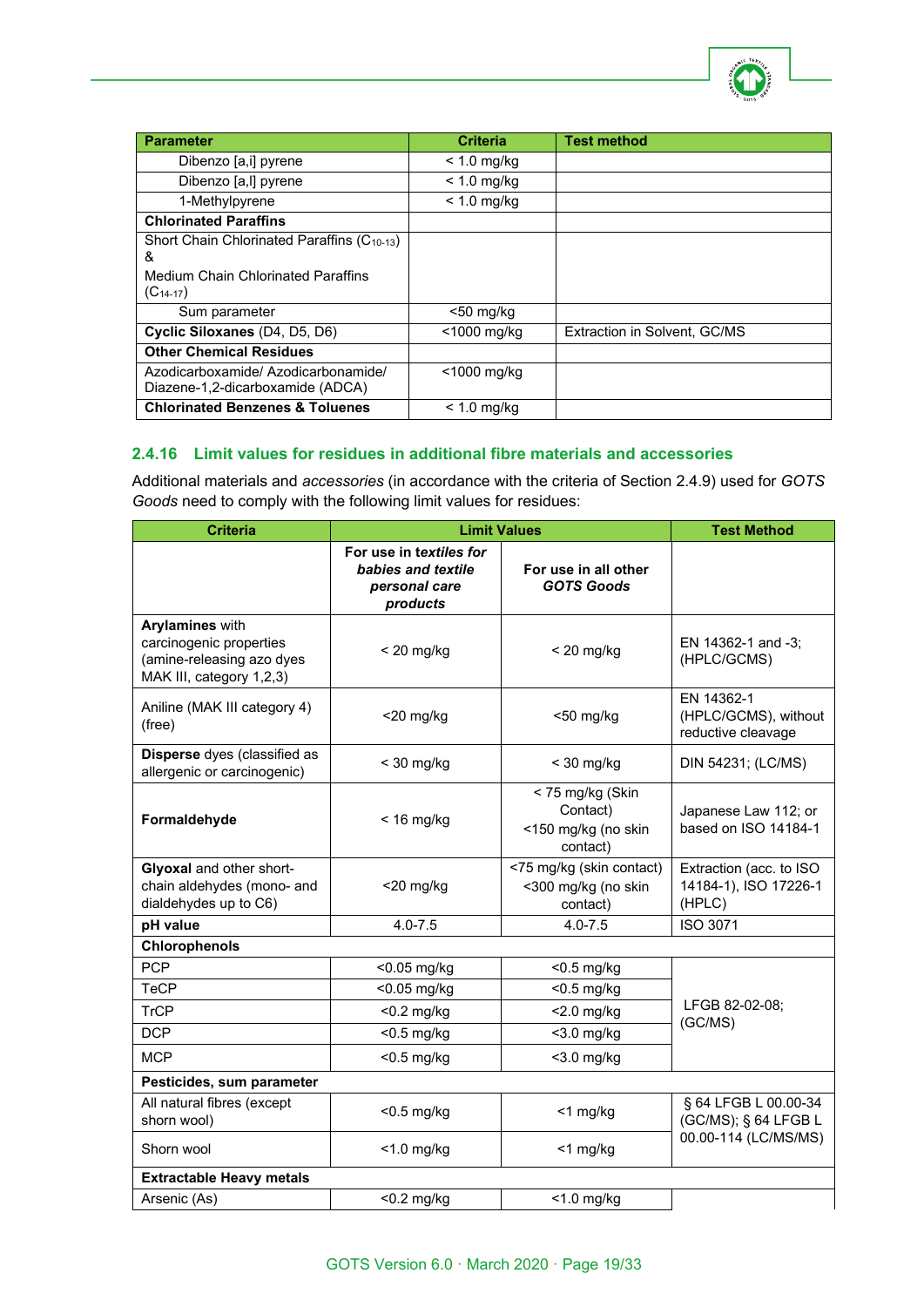| Parameter | Criteria | Test method |
|---|---|---|
| Dibenzo [a,i] pyrene | < 1.0 mg/kg | |
| Dibenzo [a,l] pyrene | < 1.0 mg/kg | |
| 1-Methylpyrene | < 1.0 mg/kg | |
| **Chlorinated Paraffins** | | |
| Short Chain Chlorinated Paraffins ($C_{10-13}$) & Medium Chain Chlorinated Paraffins ($C_{14-17}$) | | |
| Sum parameter | <50 mg/kg | |
| **Cyclic Siloxanes** (D4, D5, D6) | <1000 mg/kg | Extraction in Solvent, GC/MS |
| **Other Chemical Residues** | | |
| Azodicarboxamide/ Azodicarbonamide/ Diazene-1,2-dicarboxamide (ADCA) | <1000 mg/kg | |
| **Chlorinated Benzenes & Toluenes** | < 1.0 mg/kg | |

### 2.4.16 Limit values for residues in additional fibre materials and accessories

Additional materials and *accessories* (in accordance with the criteria of Section 2.4.9) used for *GOTS Goods* need to comply with the following limit values for residues:

| Criteria | Limit Values | | Test Method |
|---|---|---|---|
| | **For use in *textiles for babies and textile personal care products*** | **For use in all other *GOTS Goods*** | |
| **Arylamines** with carcinogenic properties (amine-releasing azo dyes MAK III, category 1,2,3) | < 20 mg/kg | < 20 mg/kg | EN 14362-1 and -3; (HPLC/GCMS) |
| Aniline (MAK III category 4) (free) | <20 mg/kg | <50 mg/kg | EN 14362-1 (HPLC/GCMS), without reductive cleavage |
| **Disperse** dyes (classified as allergenic or carcinogenic) | < 30 mg/kg | < 30 mg/kg | DIN 54231; (LC/MS) |
| **Formaldehyde** | < 16 mg/kg | < 75 mg/kg (Skin Contact)<br><150 mg/kg (no skin contact) | Japanese Law 112; or based on ISO 14184-1 |
| **Glyoxal** and other short-chain aldehydes (mono- and dialdehydes up to C6) | <20 mg/kg | <75 mg/kg (skin contact)<br><300 mg/kg (no skin contact) | Extraction (acc. to ISO 14184-1), ISO 17226-1 (HPLC) |
| **pH value** | 4.0-7.5 | 4.0-7.5 | ISO 3071 |
| **Chlorophenols** | | | |
| PCP | <0.05 mg/kg | <0.5 mg/kg | LFGB 82-02-08; (GC/MS) |
| TeCP | <0.05 mg/kg | <0.5 mg/kg | |
| TrCP | <0.2 mg/kg | <2.0 mg/kg | |
| DCP | <0.5 mg/kg | <3.0 mg/kg | |
| MCP | <0.5 mg/kg | <3.0 mg/kg | |
| **Pesticides, sum parameter** | | | |
| All natural fibres (except shorn wool) | <0.5 mg/kg | <1 mg/kg | § 64 LFGB L 00.00-34 (GC/MS); § 64 LFGB L 00.00-114 (LC/MS/MS) |
| Shorn wool | <1.0 mg/kg | <1 mg/kg | |
| **Extractable Heavy metals** | | | |
| Arsenic (As) | <0.2 mg/kg | <1.0 mg/kg | |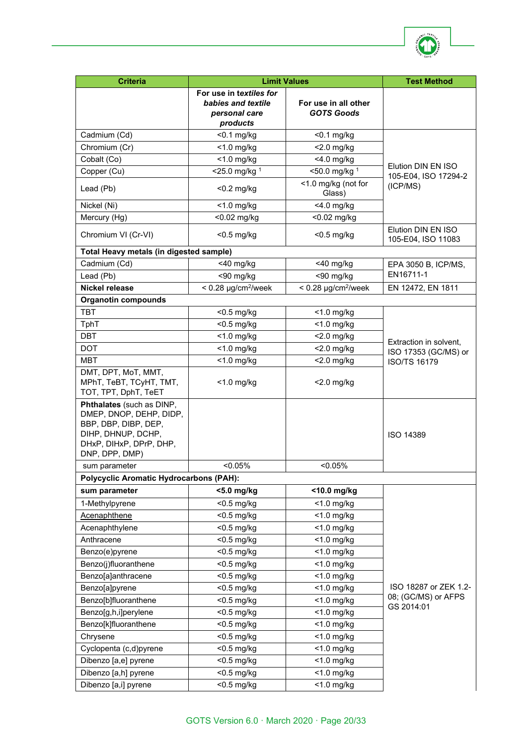| Criteria | Limit Values | | Test Method |
|---|---|---|---|
| | ***For use in textiles for babies and textile personal care products*** | **For use in all other *GOTS Goods*** | |
| Cadmium (Cd) | <0.1 mg/kg | <0.1 mg/kg | Elution DIN EN ISO 105-E04, ISO 17294-2 (ICP/MS) |
| Chromium (Cr) | <1.0 mg/kg | <2.0 mg/kg | |
| Cobalt (Co) | <1.0 mg/kg | <4.0 mg/kg | |
| Copper (Cu) | <25.0 mg/kg [1] | <50.0 mg/kg [1] | |
| Lead (Pb) | <0.2 mg/kg | <1.0 mg/kg (not for Glass) | |
| Nickel (Ni) | <1.0 mg/kg | <4.0 mg/kg | |
| Mercury (Hg) | <0.02 mg/kg | <0.02 mg/kg | |
| Chromium VI (Cr-VI) | <0.5 mg/kg | <0.5 mg/kg | Elution DIN EN ISO 105-E04, ISO 11083 |
| **Total Heavy metals (in digested sample)** | | | |
| Cadmium (Cd) | <40 mg/kg | <40 mg/kg | EPA 3050 B, ICP/MS, EN16711-1 |
| Lead (Pb) | <90 mg/kg | <90 mg/kg | |
| **Nickel release** | < 0.28 µg/cm²/week | < 0.28 µg/cm²/week | EN 12472, EN 1811 |
| **Organotin compounds** | | | |
| TBT | <0.5 mg/kg | <1.0 mg/kg | Extraction in solvent, ISO 17353 (GC/MS) or ISO/TS 16179 |
| TphT | <0.5 mg/kg | <1.0 mg/kg | |
| DBT | <1.0 mg/kg | <2.0 mg/kg | |
| DOT | <1.0 mg/kg | <2.0 mg/kg | |
| MBT | <1.0 mg/kg | <2.0 mg/kg | |
| DMT, DPT, MoT, MMT, MPhT, TeBT, TCyHT, TMT, TOT, TPT, DphT, TeET | <1.0 mg/kg | <2.0 mg/kg | |
| **Phthalates** (such as DINP, DMEP, DNOP, DEHP, DIDP, BBP, DBP, DIBP, DEP, DIHP, DHNUP, DCHP, DHxP, DIHxP, DPrP, DHP, DNP, DPP, DMP) | | | ISO 14389 |
| sum parameter | <0.05% | <0.05% | |
| **Polycyclic Aromatic Hydrocarbons (PAH):** | | | |
| **sum parameter** | **<5.0 mg/kg** | **<10.0 mg/kg** | ISO 18287 or ZEK 1.2-08; (GC/MS) or AFPS GS 2014:01 |
| 1-Methylpyrene | <0.5 mg/kg | <1.0 mg/kg | |
| Acenaphthene | <0.5 mg/kg | <1.0 mg/kg | |
| Acenaphthylene | <0.5 mg/kg | <1.0 mg/kg | |
| Anthracene | <0.5 mg/kg | <1.0 mg/kg | |
| Benzo(e)pyrene | <0.5 mg/kg | <1.0 mg/kg | |
| Benzo(j)fluoranthene | <0.5 mg/kg | <1.0 mg/kg | |
| Benzo[a]anthracene | <0.5 mg/kg | <1.0 mg/kg | |
| Benzo[a]pyrene | <0.5 mg/kg | <1.0 mg/kg | |
| Benzo[b]fluoranthene | <0.5 mg/kg | <1.0 mg/kg | |
| Benzo[g,h,i]perylene | <0.5 mg/kg | <1.0 mg/kg | |
| Benzo[k]fluoranthene | <0.5 mg/kg | <1.0 mg/kg | |
| Chrysene | <0.5 mg/kg | <1.0 mg/kg | |
| Cyclopenta (c,d)pyrene | <0.5 mg/kg | <1.0 mg/kg | |
| Dibenzo [a,e] pyrene | <0.5 mg/kg | <1.0 mg/kg | |
| Dibenzo [a,h] pyrene | <0.5 mg/kg | <1.0 mg/kg | |
| Dibenzo [a,i] pyrene | <0.5 mg/kg | <1.0 mg/kg | |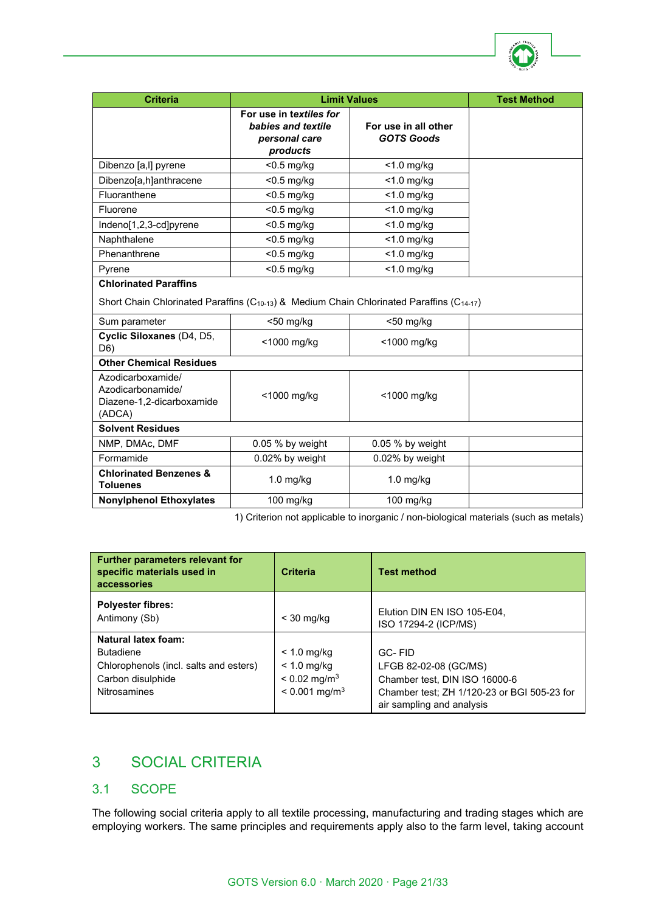| Criteria | Limit Values | | Test Method |
|---|---|---|---|
| | ***For use in textiles for babies and textile personal care products*** | **For use in all other *GOTS Goods*** | |
| Dibenzo [a,l] pyrene | <0.5 mg/kg | <1.0 mg/kg | |
| Dibenzo[a,h]anthracene | <0.5 mg/kg | <1.0 mg/kg | |
| Fluoranthene | <0.5 mg/kg | <1.0 mg/kg | |
| Fluorene | <0.5 mg/kg | <1.0 mg/kg | |
| Indeno[1,2,3-cd]pyrene | <0.5 mg/kg | <1.0 mg/kg | |
| Naphthalene | <0.5 mg/kg | <1.0 mg/kg | |
| Phenanthrene | <0.5 mg/kg | <1.0 mg/kg | |
| Pyrene | <0.5 mg/kg | <1.0 mg/kg | |
| **Chlorinated Paraffins** Short Chain Chlorinated Paraffins ($C_{10-13}$) & Medium Chain Chlorinated Paraffins ($C_{14-17}$) | | | |
| Sum parameter | <50 mg/kg | <50 mg/kg | |
| **Cyclic Siloxanes** (D4, D5, D6) | <1000 mg/kg | <1000 mg/kg | |
| **Other Chemical Residues** | | | |
| Azodicarboxamide/ Azodicarbonamide/ Diazene-1,2-dicarboxamide (ADCA) | <1000 mg/kg | <1000 mg/kg | |
| **Solvent Residues** | | | |
| NMP, DMAc, DMF | 0.05 % by weight | 0.05 % by weight | |
| Formamide | 0.02% by weight | 0.02% by weight | |
| **Chlorinated Benzenes & Toluenes** | 1.0 mg/kg | 1.0 mg/kg | |
| **Nonylphenol Ethoxylates** | 100 mg/kg | 100 mg/kg | |

1) Criterion not applicable to inorganic / non-biological materials (such as metals)

| Further parameters relevant for specific materials used in accessories | Criteria | Test method |
|---|---|---|
| **Polyester fibres:** Antimony (Sb) | < 30 mg/kg | Elution DIN EN ISO 105-E04, ISO 17294-2 (ICP/MS) |
| **Natural latex foam:** Butadiene<br>Chlorophenols (incl. salts and esters)<br>Carbon disulphide<br>Nitrosamines | < 1.0 mg/kg<br>< 1.0 mg/kg<br>< 0.02 $mg/m^3$<br>< 0.001 $mg/m^3$ | GC- FID<br>LFGB 82-02-08 (GC/MS)<br>Chamber test, DIN ISO 16000-6<br>Chamber test; ZH 1/120-23 or BGI 505-23 for air sampling and analysis |

# 3 SOCIAL CRITERIA

## 3.1 SCOPE

The following social criteria apply to all textile processing, manufacturing and trading stages which are employing workers. The same principles and requirements apply also to the farm level, taking account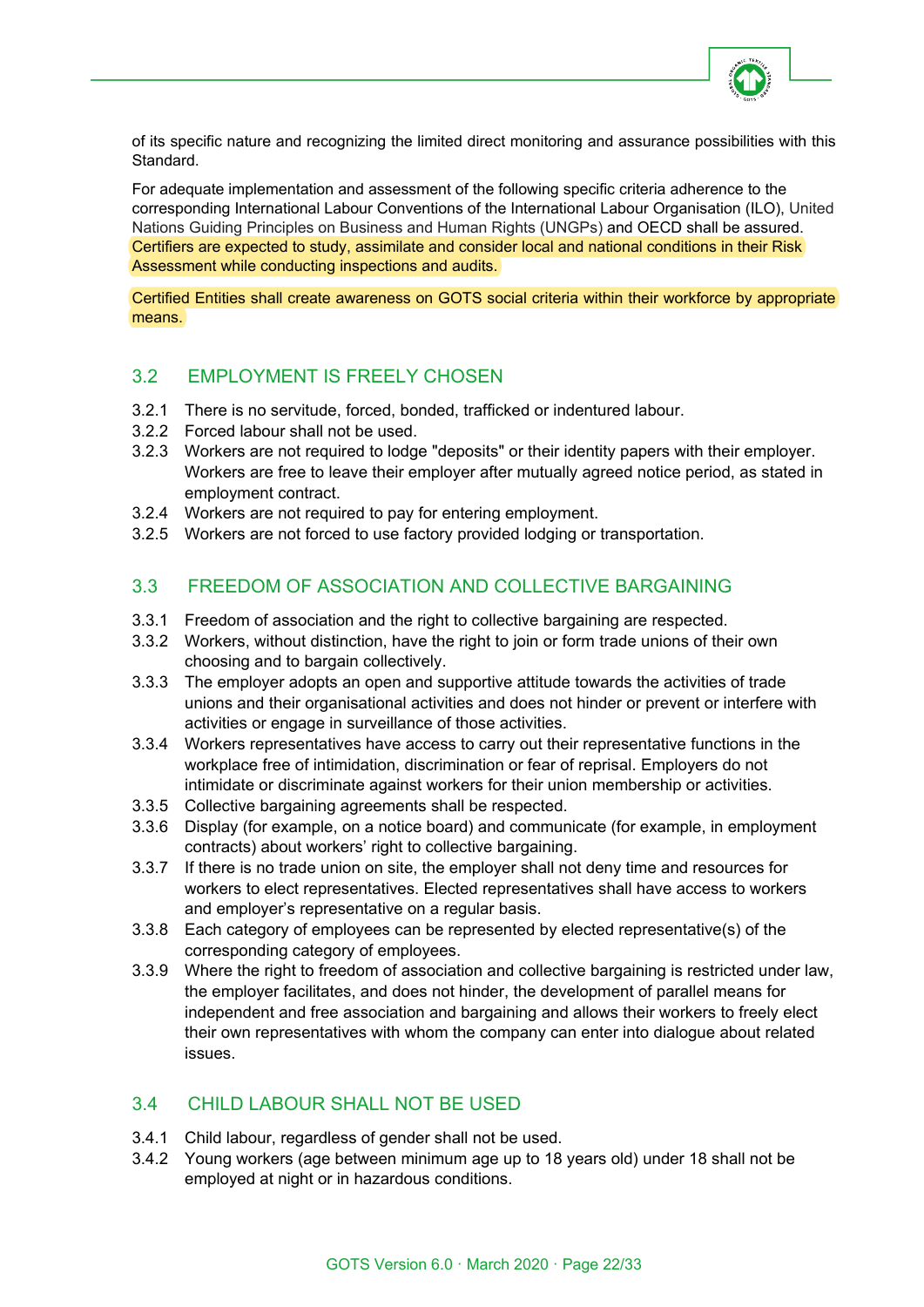of its specific nature and recognizing the limited direct monitoring and assurance possibilities with this Standard.

For adequate implementation and assessment of the following specific criteria adherence to the corresponding International Labour Conventions of the International Labour Organisation (ILO), United Nations Guiding Principles on Business and Human Rights (UNGPs) and OECD shall be assured. Certifiers are expected to study, assimilate and consider local and national conditions in their Risk Assessment while conducting inspections and audits.

Certified Entities shall create awareness on GOTS social criteria within their workforce by appropriate means.

## 3.2 EMPLOYMENT IS FREELY CHOSEN

3.2.1 There is no servitude, forced, bonded, trafficked or indentured labour.
3.2.2 Forced labour shall not be used.
3.2.3 Workers are not required to lodge "deposits" or their identity papers with their employer. Workers are free to leave their employer after mutually agreed notice period, as stated in employment contract.
3.2.4 Workers are not required to pay for entering employment.
3.2.5 Workers are not forced to use factory provided lodging or transportation.

## 3.3 FREEDOM OF ASSOCIATION AND COLLECTIVE BARGAINING

3.3.1 Freedom of association and the right to collective bargaining are respected.
3.3.2 Workers, without distinction, have the right to join or form trade unions of their own choosing and to bargain collectively.
3.3.3 The employer adopts an open and supportive attitude towards the activities of trade unions and their organisational activities and does not hinder or prevent or interfere with activities or engage in surveillance of those activities.
3.3.4 Workers representatives have access to carry out their representative functions in the workplace free of intimidation, discrimination or fear of reprisal. Employers do not intimidate or discriminate against workers for their union membership or activities.
3.3.5 Collective bargaining agreements shall be respected.
3.3.6 Display (for example, on a notice board) and communicate (for example, in employment contracts) about workers' right to collective bargaining.
3.3.7 If there is no trade union on site, the employer shall not deny time and resources for workers to elect representatives. Elected representatives shall have access to workers and employer's representative on a regular basis.
3.3.8 Each category of employees can be represented by elected representative(s) of the corresponding category of employees.
3.3.9 Where the right to freedom of association and collective bargaining is restricted under law, the employer facilitates, and does not hinder, the development of parallel means for independent and free association and bargaining and allows their workers to freely elect their own representatives with whom the company can enter into dialogue about related issues.

## 3.4 CHILD LABOUR SHALL NOT BE USED

3.4.1 Child labour, regardless of gender shall not be used.
3.4.2 Young workers (age between minimum age up to 18 years old) under 18 shall not be employed at night or in hazardous conditions.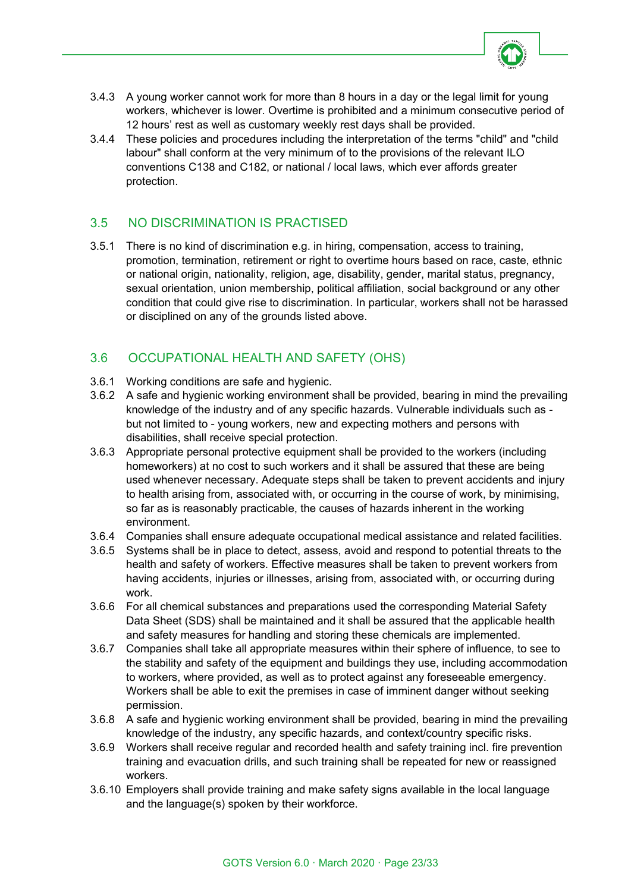3.4.3 A young worker cannot work for more than 8 hours in a day or the legal limit for young workers, whichever is lower. Overtime is prohibited and a minimum consecutive period of 12 hours' rest as well as customary weekly rest days shall be provided.

3.4.4 These policies and procedures including the interpretation of the terms "child" and "child labour" shall conform at the very minimum of to the provisions of the relevant ILO conventions C138 and C182, or national / local laws, which ever affords greater protection.

## 3.5 NO DISCRIMINATION IS PRACTISED

3.5.1 There is no kind of discrimination e.g. in hiring, compensation, access to training, promotion, termination, retirement or right to overtime hours based on race, caste, ethnic or national origin, nationality, religion, age, disability, gender, marital status, pregnancy, sexual orientation, union membership, political affiliation, social background or any other condition that could give rise to discrimination. In particular, workers shall not be harassed or disciplined on any of the grounds listed above.

## 3.6 OCCUPATIONAL HEALTH AND SAFETY (OHS)

3.6.1 Working conditions are safe and hygienic.

3.6.2 A safe and hygienic working environment shall be provided, bearing in mind the prevailing knowledge of the industry and of any specific hazards. Vulnerable individuals such as - but not limited to - young workers, new and expecting mothers and persons with disabilities, shall receive special protection.

3.6.3 Appropriate personal protective equipment shall be provided to the workers (including homeworkers) at no cost to such workers and it shall be assured that these are being used whenever necessary. Adequate steps shall be taken to prevent accidents and injury to health arising from, associated with, or occurring in the course of work, by minimising, so far as is reasonably practicable, the causes of hazards inherent in the working environment.

3.6.4 Companies shall ensure adequate occupational medical assistance and related facilities.

3.6.5 Systems shall be in place to detect, assess, avoid and respond to potential threats to the health and safety of workers. Effective measures shall be taken to prevent workers from having accidents, injuries or illnesses, arising from, associated with, or occurring during work.

3.6.6 For all chemical substances and preparations used the corresponding Material Safety Data Sheet (SDS) shall be maintained and it shall be assured that the applicable health and safety measures for handling and storing these chemicals are implemented.

3.6.7 Companies shall take all appropriate measures within their sphere of influence, to see to the stability and safety of the equipment and buildings they use, including accommodation to workers, where provided, as well as to protect against any foreseeable emergency. Workers shall be able to exit the premises in case of imminent danger without seeking permission.

3.6.8 A safe and hygienic working environment shall be provided, bearing in mind the prevailing knowledge of the industry, any specific hazards, and context/country specific risks.

3.6.9 Workers shall receive regular and recorded health and safety training incl. fire prevention training and evacuation drills, and such training shall be repeated for new or reassigned workers.

3.6.10 Employers shall provide training and make safety signs available in the local language and the language(s) spoken by their workforce.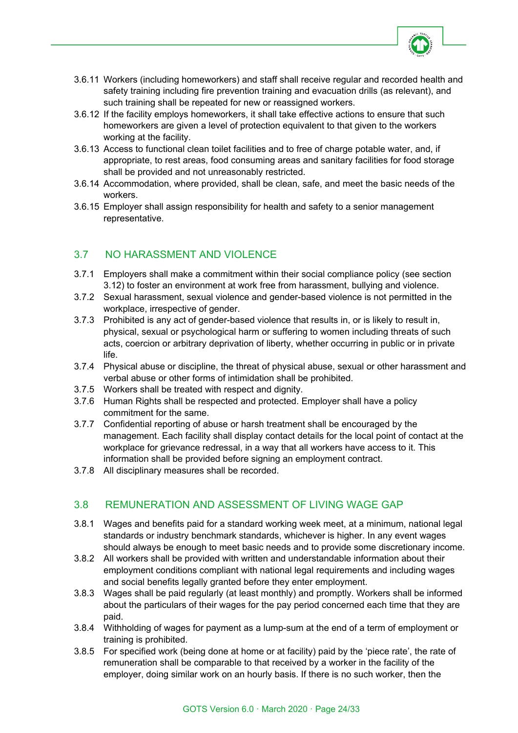3.6.11 Workers (including homeworkers) and staff shall receive regular and recorded health and safety training including fire prevention training and evacuation drills (as relevant), and such training shall be repeated for new or reassigned workers.

3.6.12 If the facility employs homeworkers, it shall take effective actions to ensure that such homeworkers are given a level of protection equivalent to that given to the workers working at the facility.

3.6.13 Access to functional clean toilet facilities and to free of charge potable water, and, if appropriate, to rest areas, food consuming areas and sanitary facilities for food storage shall be provided and not unreasonably restricted.

3.6.14 Accommodation, where provided, shall be clean, safe, and meet the basic needs of the workers.

3.6.15 Employer shall assign responsibility for health and safety to a senior management representative.

## 3.7 NO HARASSMENT AND VIOLENCE

3.7.1 Employers shall make a commitment within their social compliance policy (see section 3.12) to foster an environment at work free from harassment, bullying and violence.

3.7.2 Sexual harassment, sexual violence and gender-based violence is not permitted in the workplace, irrespective of gender.

3.7.3 Prohibited is any act of gender-based violence that results in, or is likely to result in, physical, sexual or psychological harm or suffering to women including threats of such acts, coercion or arbitrary deprivation of liberty, whether occurring in public or in private life.

3.7.4 Physical abuse or discipline, the threat of physical abuse, sexual or other harassment and verbal abuse or other forms of intimidation shall be prohibited.

3.7.5 Workers shall be treated with respect and dignity.

3.7.6 Human Rights shall be respected and protected. Employer shall have a policy commitment for the same.

3.7.7 Confidential reporting of abuse or harsh treatment shall be encouraged by the management. Each facility shall display contact details for the local point of contact at the workplace for grievance redressal, in a way that all workers have access to it. This information shall be provided before signing an employment contract.

3.7.8 All disciplinary measures shall be recorded.

## 3.8 REMUNERATION AND ASSESSMENT OF LIVING WAGE GAP

3.8.1 Wages and benefits paid for a standard working week meet, at a minimum, national legal standards or industry benchmark standards, whichever is higher. In any event wages should always be enough to meet basic needs and to provide some discretionary income.

3.8.2 All workers shall be provided with written and understandable information about their employment conditions compliant with national legal requirements and including wages and social benefits legally granted before they enter employment.

3.8.3 Wages shall be paid regularly (at least monthly) and promptly. Workers shall be informed about the particulars of their wages for the pay period concerned each time that they are paid.

3.8.4 Withholding of wages for payment as a lump-sum at the end of a term of employment or training is prohibited.

3.8.5 For specified work (being done at home or at facility) paid by the 'piece rate', the rate of remuneration shall be comparable to that received by a worker in the facility of the employer, doing similar work on an hourly basis. If there is no such worker, then the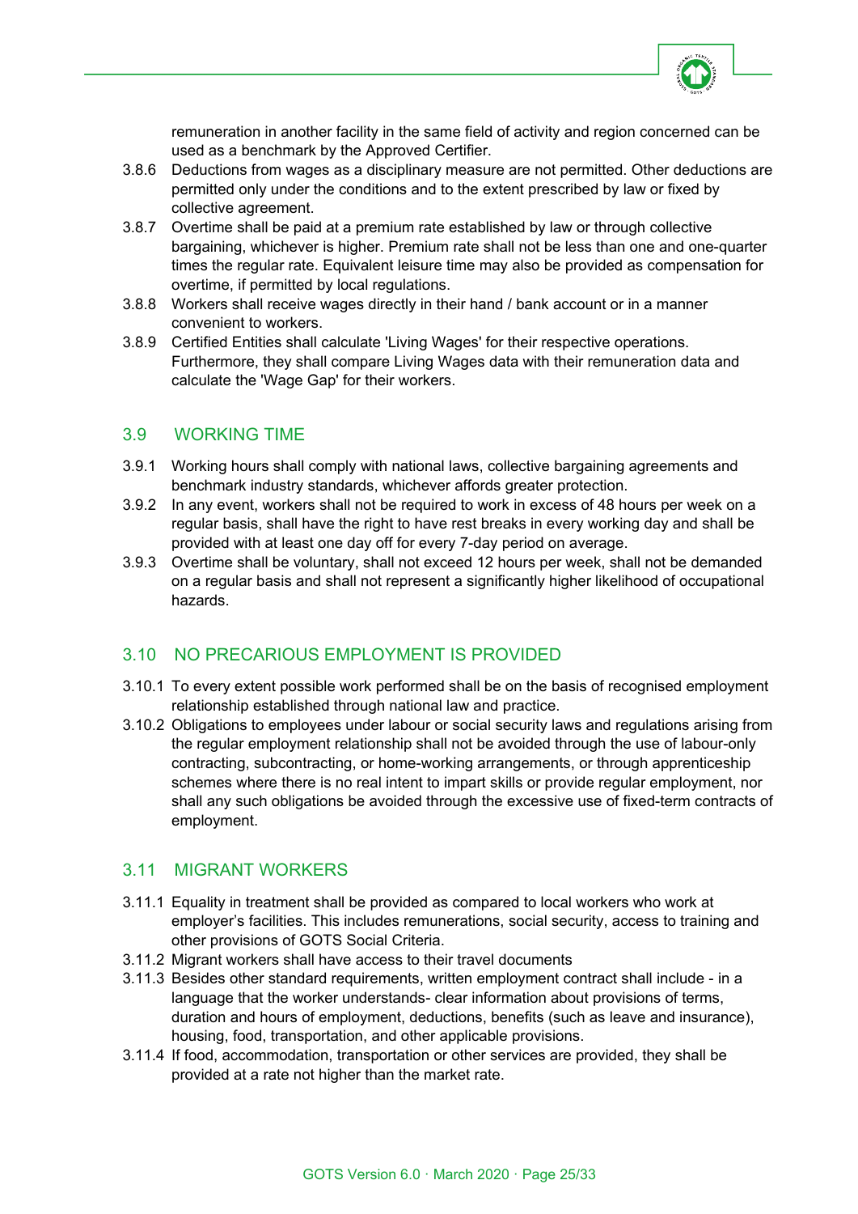remuneration in another facility in the same field of activity and region concerned can be used as a benchmark by the Approved Certifier.

3.8.6 Deductions from wages as a disciplinary measure are not permitted. Other deductions are permitted only under the conditions and to the extent prescribed by law or fixed by collective agreement.

3.8.7 Overtime shall be paid at a premium rate established by law or through collective bargaining, whichever is higher. Premium rate shall not be less than one and one-quarter times the regular rate. Equivalent leisure time may also be provided as compensation for overtime, if permitted by local regulations.

3.8.8 Workers shall receive wages directly in their hand / bank account or in a manner convenient to workers.

3.8.9 Certified Entities shall calculate 'Living Wages' for their respective operations. Furthermore, they shall compare Living Wages data with their remuneration data and calculate the 'Wage Gap' for their workers.

## 3.9 WORKING TIME

3.9.1 Working hours shall comply with national laws, collective bargaining agreements and benchmark industry standards, whichever affords greater protection.

3.9.2 In any event, workers shall not be required to work in excess of 48 hours per week on a regular basis, shall have the right to have rest breaks in every working day and shall be provided with at least one day off for every 7-day period on average.

3.9.3 Overtime shall be voluntary, shall not exceed 12 hours per week, shall not be demanded on a regular basis and shall not represent a significantly higher likelihood of occupational hazards.

## 3.10 NO PRECARIOUS EMPLOYMENT IS PROVIDED

3.10.1 To every extent possible work performed shall be on the basis of recognised employment relationship established through national law and practice.

3.10.2 Obligations to employees under labour or social security laws and regulations arising from the regular employment relationship shall not be avoided through the use of labour-only contracting, subcontracting, or home-working arrangements, or through apprenticeship schemes where there is no real intent to impart skills or provide regular employment, nor shall any such obligations be avoided through the excessive use of fixed-term contracts of employment.

## 3.11 MIGRANT WORKERS

3.11.1 Equality in treatment shall be provided as compared to local workers who work at employer's facilities. This includes remunerations, social security, access to training and other provisions of GOTS Social Criteria.

3.11.2 Migrant workers shall have access to their travel documents

3.11.3 Besides other standard requirements, written employment contract shall include - in a language that the worker understands- clear information about provisions of terms, duration and hours of employment, deductions, benefits (such as leave and insurance), housing, food, transportation, and other applicable provisions.

3.11.4 If food, accommodation, transportation or other services are provided, they shall be provided at a rate not higher than the market rate.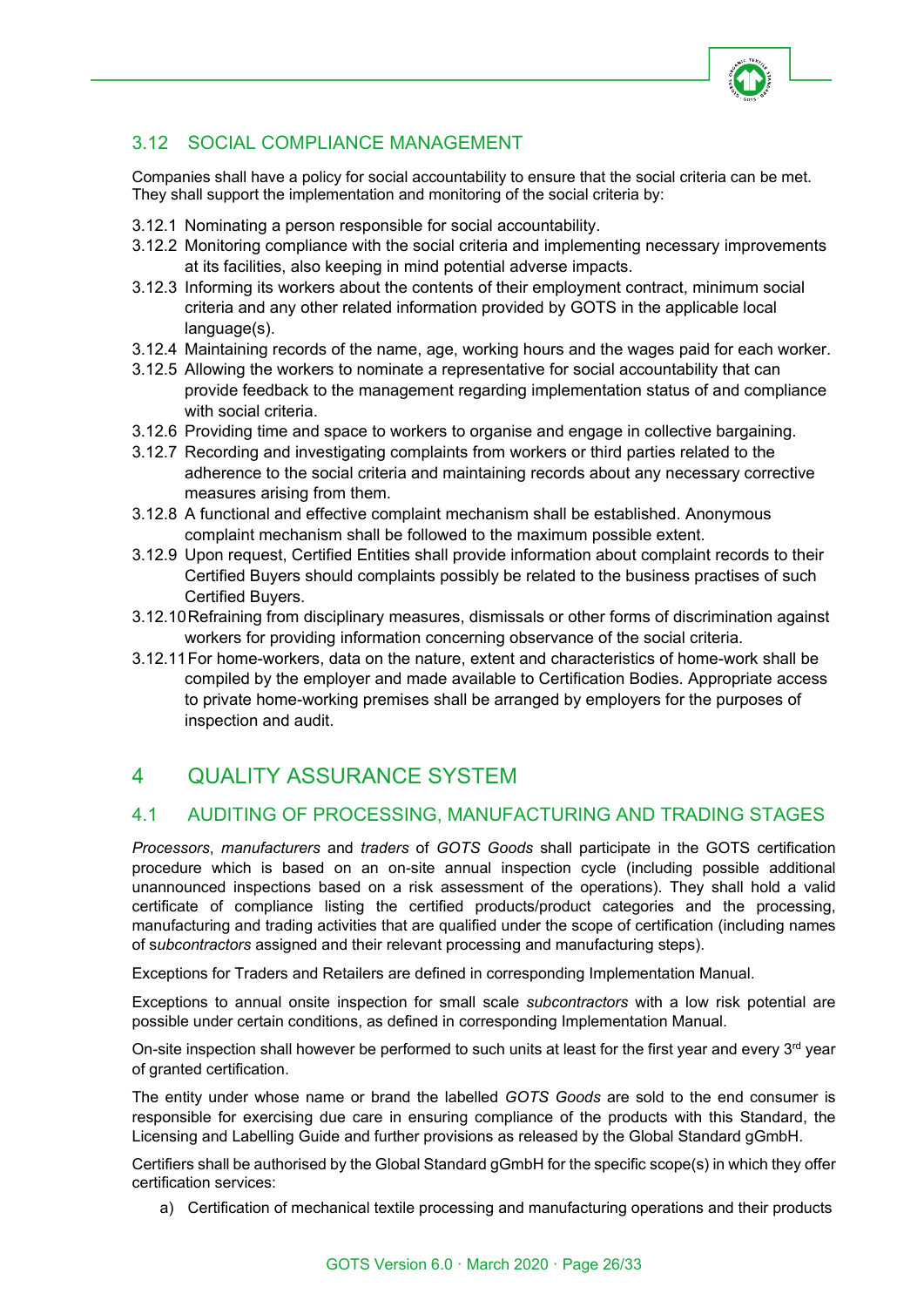### 3.12 SOCIAL COMPLIANCE MANAGEMENT

Companies shall have a policy for social accountability to ensure that the social criteria can be met. They shall support the implementation and monitoring of the social criteria by:

3.12.1 Nominating a person responsible for social accountability.

3.12.2 Monitoring compliance with the social criteria and implementing necessary improvements at its facilities, also keeping in mind potential adverse impacts.

3.12.3 Informing its workers about the contents of their employment contract, minimum social criteria and any other related information provided by GOTS in the applicable local language(s).

3.12.4 Maintaining records of the name, age, working hours and the wages paid for each worker.

3.12.5 Allowing the workers to nominate a representative for social accountability that can provide feedback to the management regarding implementation status of and compliance with social criteria.

3.12.6 Providing time and space to workers to organise and engage in collective bargaining.

3.12.7 Recording and investigating complaints from workers or third parties related to the adherence to the social criteria and maintaining records about any necessary corrective measures arising from them.

3.12.8 A functional and effective complaint mechanism shall be established. Anonymous complaint mechanism shall be followed to the maximum possible extent.

3.12.9 Upon request, Certified Entities shall provide information about complaint records to their Certified Buyers should complaints possibly be related to the business practises of such Certified Buyers.

3.12.10 Refraining from disciplinary measures, dismissals or other forms of discrimination against workers for providing information concerning observance of the social criteria.

3.12.11 For home-workers, data on the nature, extent and characteristics of home-work shall be compiled by the employer and made available to Certification Bodies. Appropriate access to private home-working premises shall be arranged by employers for the purposes of inspection and audit.

# 4 QUALITY ASSURANCE SYSTEM

## 4.1 AUDITING OF PROCESSING, MANUFACTURING AND TRADING STAGES

*Processors*, *manufacturers* and *traders* of *GOTS Goods* shall participate in the GOTS certification procedure which is based on an on-site annual inspection cycle (including possible additional unannounced inspections based on a risk assessment of the operations). They shall hold a valid certificate of compliance listing the certified products/product categories and the processing, manufacturing and trading activities that are qualified under the scope of certification (including names of s*ubcontractors* assigned and their relevant processing and manufacturing steps).

Exceptions for Traders and Retailers are defined in corresponding Implementation Manual.

Exceptions to annual onsite inspection for small scale *subcontractors* with a low risk potential are possible under certain conditions, as defined in corresponding Implementation Manual.

On-site inspection shall however be performed to such units at least for the first year and every 3rd year of granted certification.

The entity under whose name or brand the labelled *GOTS Goods* are sold to the end consumer is responsible for exercising due care in ensuring compliance of the products with this Standard, the Licensing and Labelling Guide and further provisions as released by the Global Standard gGmbH.

Certifiers shall be authorised by the Global Standard gGmbH for the specific scope(s) in which they offer certification services:

a) Certification of mechanical textile processing and manufacturing operations and their products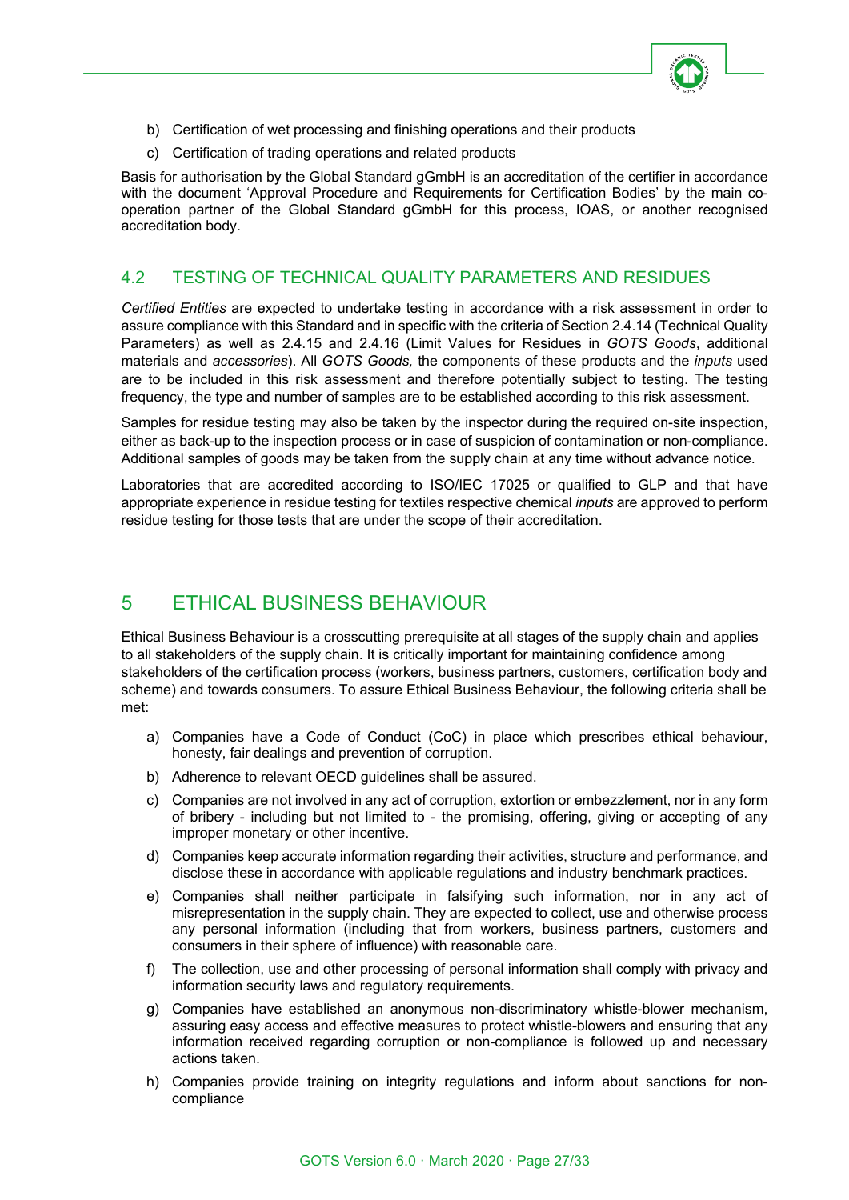b) Certification of wet processing and finishing operations and their products

c) Certification of trading operations and related products

Basis for authorisation by the Global Standard gGmbH is an accreditation of the certifier in accordance with the document 'Approval Procedure and Requirements for Certification Bodies' by the main co-operation partner of the Global Standard gGmbH for this process, IOAS, or another recognised accreditation body.

## 4.2 TESTING OF TECHNICAL QUALITY PARAMETERS AND RESIDUES

*Certified Entities* are expected to undertake testing in accordance with a risk assessment in order to assure compliance with this Standard and in specific with the criteria of Section 2.4.14 (Technical Quality Parameters) as well as 2.4.15 and 2.4.16 (Limit Values for Residues in *GOTS Goods*, additional materials and *accessories*). All *GOTS Goods,* the components of these products and the *inputs* used are to be included in this risk assessment and therefore potentially subject to testing. The testing frequency, the type and number of samples are to be established according to this risk assessment.

Samples for residue testing may also be taken by the inspector during the required on-site inspection, either as back-up to the inspection process or in case of suspicion of contamination or non-compliance. Additional samples of goods may be taken from the supply chain at any time without advance notice.

Laboratories that are accredited according to ISO/IEC 17025 or qualified to GLP and that have appropriate experience in residue testing for textiles respective chemical *inputs* are approved to perform residue testing for those tests that are under the scope of their accreditation.

# 5 ETHICAL BUSINESS BEHAVIOUR

Ethical Business Behaviour is a crosscutting prerequisite at all stages of the supply chain and applies to all stakeholders of the supply chain. It is critically important for maintaining confidence among stakeholders of the certification process (workers, business partners, customers, certification body and scheme) and towards consumers. To assure Ethical Business Behaviour, the following criteria shall be met:

a) Companies have a Code of Conduct (CoC) in place which prescribes ethical behaviour, honesty, fair dealings and prevention of corruption.

b) Adherence to relevant OECD guidelines shall be assured.

c) Companies are not involved in any act of corruption, extortion or embezzlement, nor in any form of bribery - including but not limited to - the promising, offering, giving or accepting of any improper monetary or other incentive.

d) Companies keep accurate information regarding their activities, structure and performance, and disclose these in accordance with applicable regulations and industry benchmark practices.

e) Companies shall neither participate in falsifying such information, nor in any act of misrepresentation in the supply chain. They are expected to collect, use and otherwise process any personal information (including that from workers, business partners, customers and consumers in their sphere of influence) with reasonable care.

f) The collection, use and other processing of personal information shall comply with privacy and information security laws and regulatory requirements.

g) Companies have established an anonymous non-discriminatory whistle-blower mechanism, assuring easy access and effective measures to protect whistle-blowers and ensuring that any information received regarding corruption or non-compliance is followed up and necessary actions taken.

h) Companies provide training on integrity regulations and inform about sanctions for non-compliance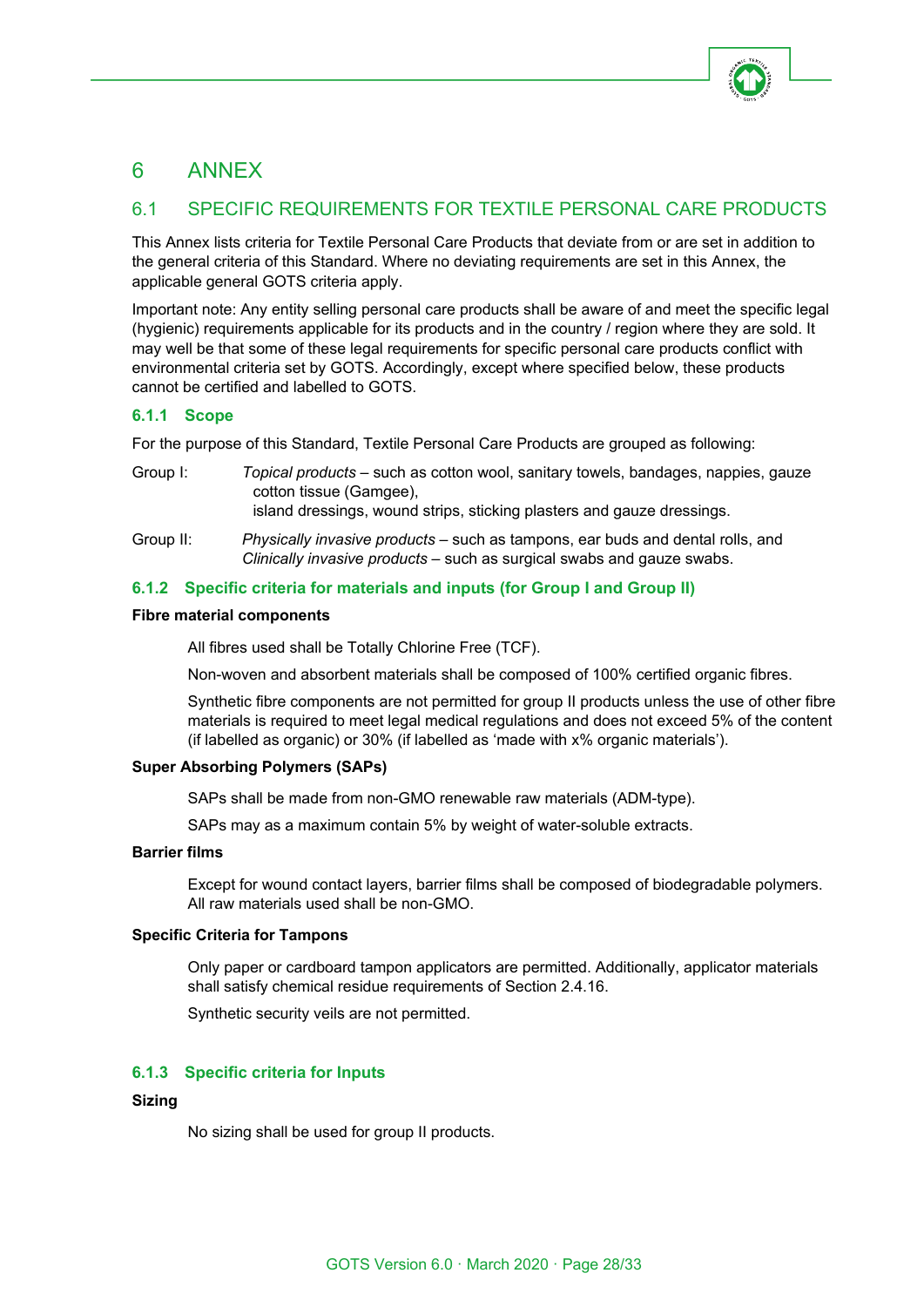# 6 ANNEX

## 6.1 SPECIFIC REQUIREMENTS FOR TEXTILE PERSONAL CARE PRODUCTS

This Annex lists criteria for Textile Personal Care Products that deviate from or are set in addition to the general criteria of this Standard. Where no deviating requirements are set in this Annex, the applicable general GOTS criteria apply.

Important note: Any entity selling personal care products shall be aware of and meet the specific legal (hygienic) requirements applicable for its products and in the country / region where they are sold. It may well be that some of these legal requirements for specific personal care products conflict with environmental criteria set by GOTS. Accordingly, except where specified below, these products cannot be certified and labelled to GOTS.

### 6.1.1 Scope

For the purpose of this Standard, Textile Personal Care Products are grouped as following:

Group I: *Topical products* – such as cotton wool, sanitary towels, bandages, nappies, gauze cotton tissue (Gamgee), island dressings, wound strips, sticking plasters and gauze dressings.

Group II: *Physically invasive products* – such as tampons, ear buds and dental rolls, and *Clinically invasive products* – such as surgical swabs and gauze swabs.

### 6.1.2 Specific criteria for materials and inputs (for Group I and Group II)

**Fibre material components**

All fibres used shall be Totally Chlorine Free (TCF).

Non-woven and absorbent materials shall be composed of 100% certified organic fibres.

Synthetic fibre components are not permitted for group II products unless the use of other fibre materials is required to meet legal medical regulations and does not exceed 5% of the content (if labelled as organic) or 30% (if labelled as 'made with x% organic materials').

**Super Absorbing Polymers (SAPs)**

SAPs shall be made from non-GMO renewable raw materials (ADM-type).

SAPs may as a maximum contain 5% by weight of water-soluble extracts.

**Barrier films**

Except for wound contact layers, barrier films shall be composed of biodegradable polymers. All raw materials used shall be non-GMO.

**Specific Criteria for Tampons**

Only paper or cardboard tampon applicators are permitted. Additionally, applicator materials shall satisfy chemical residue requirements of Section 2.4.16.

Synthetic security veils are not permitted.

### 6.1.3 Specific criteria for Inputs

**Sizing**

No sizing shall be used for group II products.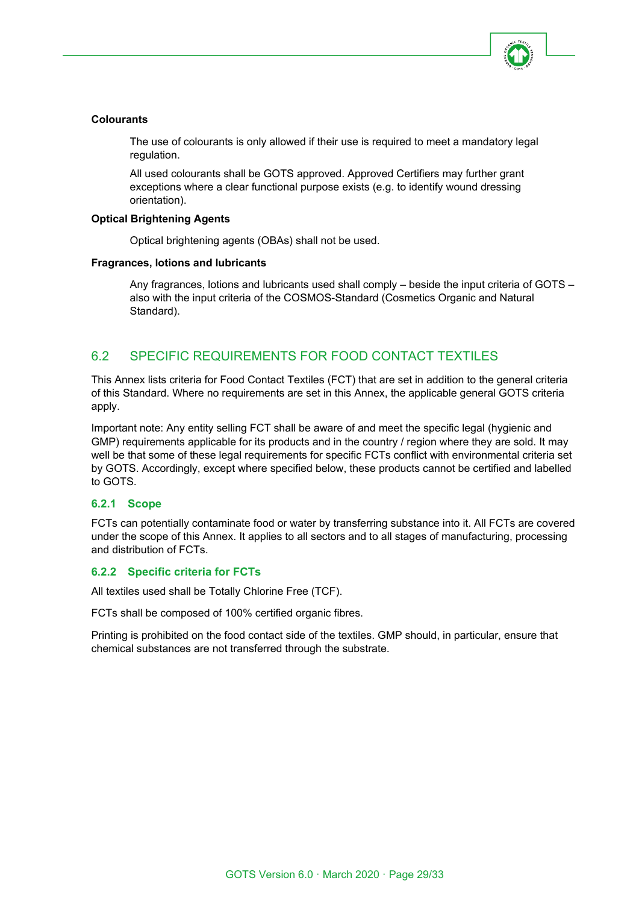**Colourants**

The use of colourants is only allowed if their use is required to meet a mandatory legal regulation.

All used colourants shall be GOTS approved. Approved Certifiers may further grant exceptions where a clear functional purpose exists (e.g. to identify wound dressing orientation).

**Optical Brightening Agents**

Optical brightening agents (OBAs) shall not be used.

**Fragrances, lotions and lubricants**

Any fragrances, lotions and lubricants used shall comply – beside the input criteria of GOTS – also with the input criteria of the COSMOS-Standard (Cosmetics Organic and Natural Standard).

## 6.2 SPECIFIC REQUIREMENTS FOR FOOD CONTACT TEXTILES

This Annex lists criteria for Food Contact Textiles (FCT) that are set in addition to the general criteria of this Standard. Where no requirements are set in this Annex, the applicable general GOTS criteria apply.

Important note: Any entity selling FCT shall be aware of and meet the specific legal (hygienic and GMP) requirements applicable for its products and in the country / region where they are sold. It may well be that some of these legal requirements for specific FCTs conflict with environmental criteria set by GOTS. Accordingly, except where specified below, these products cannot be certified and labelled to GOTS.

### 6.2.1 Scope

FCTs can potentially contaminate food or water by transferring substance into it. All FCTs are covered under the scope of this Annex. It applies to all sectors and to all stages of manufacturing, processing and distribution of FCTs.

### 6.2.2 Specific criteria for FCTs

All textiles used shall be Totally Chlorine Free (TCF).

FCTs shall be composed of 100% certified organic fibres.

Printing is prohibited on the food contact side of the textiles. GMP should, in particular, ensure that chemical substances are not transferred through the substrate.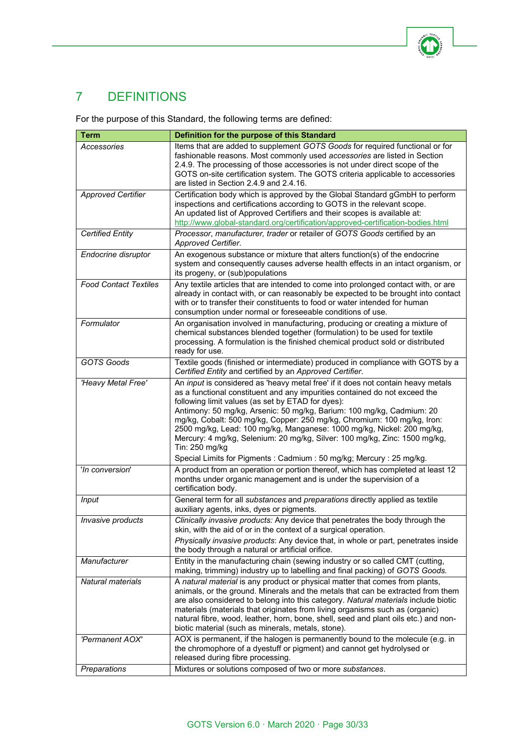# 7 DEFINITIONS

For the purpose of this Standard, the following terms are defined:

| Term | Definition for the purpose of this Standard |
|---|---|
| *Accessories* | Items that are added to supplement *GOTS Goods* for required functional or for fashionable reasons. Most commonly used *accessories* are listed in Section 2.4.9. The processing of those accessories is not under direct scope of the GOTS on-site certification system. The GOTS criteria applicable to accessories are listed in Section 2.4.9 and 2.4.16. |
| *Approved Certifier* | Certification body which is approved by the Global Standard gGmbH to perform inspections and certifications according to GOTS in the relevant scope. An updated list of Approved Certifiers and their scopes is available at: http://www.global-standard.org/certification/approved-certification-bodies.html |
| *Certified Entity* | *Processor*, *manufacturer, trader* or retailer of *GOTS Goods* certified by an *Approved Certifier*. |
| *Endocrine disruptor* | An exogenous substance or mixture that alters function(s) of the endocrine system and consequently causes adverse health effects in an intact organism, or its progeny, or (sub)populations |
| *Food Contact Textiles* | Any textile articles that are intended to come into prolonged contact with, or are already in contact with, or can reasonably be expected to be brought into contact with or to transfer their constituents to food or water intended for human consumption under normal or foreseeable conditions of use. |
| *Formulator* | An organisation involved in manufacturing, producing or creating a mixture of chemical substances blended together (formulation) to be used for textile processing. A formulation is the finished chemical product sold or distributed ready for use. |
| *GOTS Goods* | Textile goods (finished or intermediate) produced in compliance with GOTS by a *Certified Entity* and certified by an *Approved Certifier*. |
| *'Heavy Metal Free'* | An *input* is considered as 'heavy metal free' if it does not contain heavy metals as a functional constituent and any impurities contained do not exceed the following limit values (as set by ETAD for dyes): Antimony: 50 mg/kg, Arsenic: 50 mg/kg, Barium: 100 mg/kg, Cadmium: 20 mg/kg, Cobalt: 500 mg/kg, Copper: 250 mg/kg, Chromium: 100 mg/kg, Iron: 2500 mg/kg, Lead: 100 mg/kg, Manganese: 1000 mg/kg, Nickel: 200 mg/kg, Mercury: 4 mg/kg, Selenium: 20 mg/kg, Silver: 100 mg/kg, Zinc: 1500 mg/kg, Tin: 250 mg/kg<br>Special Limits for Pigments : Cadmium : 50 mg/kg; Mercury : 25 mg/kg. |
| '*In conversion*' | A product from an operation or portion thereof, which has completed at least 12 months under organic management and is under the supervision of a certification body. |
| *Input* | General term for all *substances* and *preparations* directly applied as textile auxiliary agents, inks, dyes or pigments. |
| *Invasive products* | *Clinically invasive products:* Any device that penetrates the body through the skin, with the aid of or in the context of a surgical operation.<br>*Physically invasive products*: Any device that, in whole or part, penetrates inside the body through a natural or artificial orifice. |
| *Manufacturer* | Entity in the manufacturing chain (sewing industry or so called CMT (cutting, making, trimming) industry up to labelling and final packing) of *GOTS Goods.* |
| *Natural materials* | A *natural material* is any product or physical matter that comes from plants, animals, or the ground. Minerals and the metals that can be extracted from them are also considered to belong into this category. *Natural materials* include biotic materials (materials that originates from living organisms such as (organic) natural fibre, wood, leather, horn, bone, shell, seed and plant oils etc.) and non-biotic material (such as minerals, metals, stone). |
| *'Permanent AOX'* | AOX is permanent, if the halogen is permanently bound to the molecule (e.g. in the chromophore of a dyestuff or pigment) and cannot get hydrolysed or released during fibre processing. |
| *Preparations* | Mixtures or solutions composed of two or more *substances*. |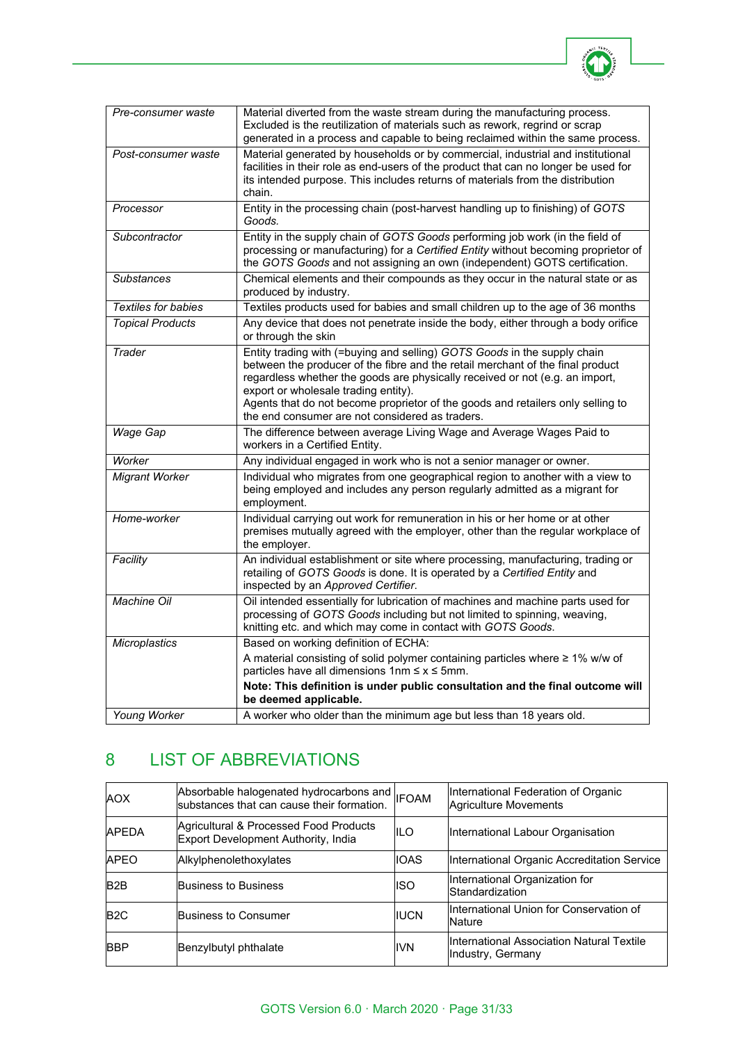| | |
|---|---|
| *Pre-consumer waste* | Material diverted from the waste stream during the manufacturing process. Excluded is the reutilization of materials such as rework, regrind or scrap generated in a process and capable to being reclaimed within the same process. |
| *Post-consumer waste* | Material generated by households or by commercial, industrial and institutional facilities in their role as end-users of the product that can no longer be used for its intended purpose. This includes returns of materials from the distribution chain. |
| *Processor* | Entity in the processing chain (post-harvest handling up to finishing) of *GOTS Goods.* |
| *Subcontractor* | Entity in the supply chain of *GOTS Goods* performing job work (in the field of processing or manufacturing) for a *Certified Entity* without becoming proprietor of the *GOTS Goods* and not assigning an own (independent) GOTS certification. |
| *Substances* | Chemical elements and their compounds as they occur in the natural state or as produced by industry. |
| *Textiles for babies* | Textiles products used for babies and small children up to the age of 36 months |
| *Topical Products* | Any device that does not penetrate inside the body, either through a body orifice or through the skin |
| *Trader* | Entity trading with (=buying and selling) *GOTS Goods* in the supply chain between the producer of the fibre and the retail merchant of the final product regardless whether the goods are physically received or not (e.g. an import, export or wholesale trading entity).<br>Agents that do not become proprietor of the goods and retailers only selling to the end consumer are not considered as traders. |
| *Wage Gap* | The difference between average Living Wage and Average Wages Paid to workers in a Certified Entity. |
| *Worker* | Any individual engaged in work who is not a senior manager or owner. |
| *Migrant Worker* | Individual who migrates from one geographical region to another with a view to being employed and includes any person regularly admitted as a migrant for employment. |
| *Home-worker* | Individual carrying out work for remuneration in his or her home or at other premises mutually agreed with the employer, other than the regular workplace of the employer. |
| *Facility* | An individual establishment or site where processing, manufacturing, trading or retailing of *GOTS Goods* is done. It is operated by a *Certified Entity* and inspected by an *Approved Certifier.* |
| *Machine Oil* | Oil intended essentially for lubrication of machines and machine parts used for processing of *GOTS Goods* including but not limited to spinning, weaving, knitting etc. and which may come in contact with *GOTS Goods.* |
| *Microplastics* | Based on working definition of ECHA:<br>A material consisting of solid polymer containing particles where ≥ 1% w/w of particles have all dimensions 1nm ≤ x ≤ 5mm.<br>**Note: This definition is under public consultation and the final outcome will be deemed applicable.** |
| *Young Worker* | A worker who older than the minimum age but less than 18 years old. |

# 8 LIST OF ABBREVIATIONS

| | | | |
|---|---|---|---|
| AOX | Absorbable halogenated hydrocarbons and substances that can cause their formation. | IFOAM | International Federation of Organic Agriculture Movements |
| APEDA | Agricultural & Processed Food Products Export Development Authority, India | ILO | International Labour Organisation |
| APEO | Alkylphenolethoxylates | IOAS | International Organic Accreditation Service |
| B2B | Business to Business | ISO | International Organization for Standardization |
| B2C | Business to Consumer | IUCN | International Union for Conservation of Nature |
| BBP | Benzylbutyl phthalate | IVN | International Association Natural Textile Industry, Germany |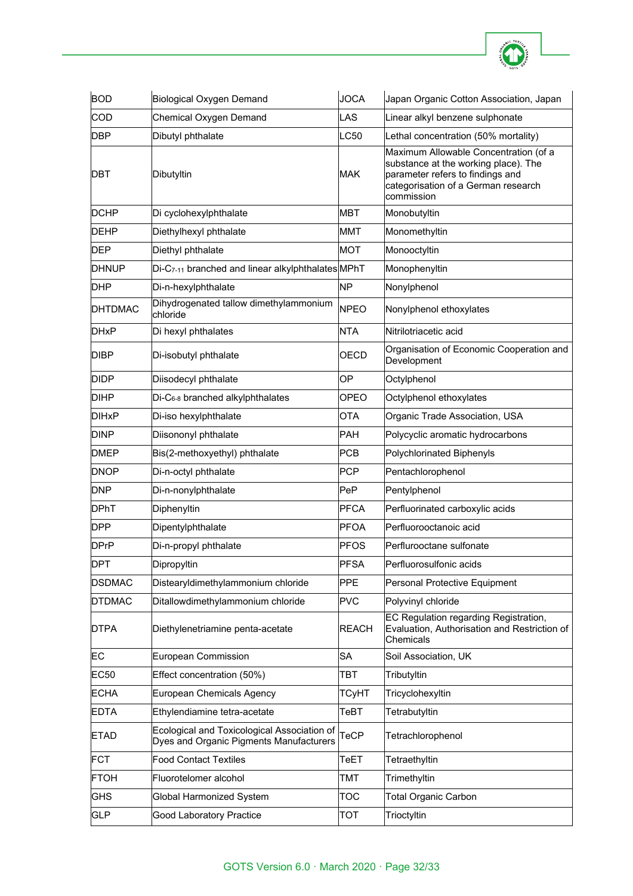| BOD | Biological Oxygen Demand | JOCA | Japan Organic Cotton Association, Japan |
|---|---|---|---|
| COD | Chemical Oxygen Demand | LAS | Linear alkyl benzene sulphonate |
| DBP | Dibutyl phthalate | LC50 | Lethal concentration (50% mortality) |
| DBT | Dibutyltin | MAK | Maximum Allowable Concentration (of a substance at the working place). The parameter refers to findings and categorisation of a German research commission |
| DCHP | Di cyclohexylphthalate | MBT | Monobutyltin |
| DEHP | Diethylhexyl phthalate | MMT | Monomethyltin |
| DEP | Diethyl phthalate | MOT | Monooctyltin |
| DHNUP | Di-$C_{7-11}$ branched and linear alkylphthalates | MPhT | Monophenyltin |
| DHP | Di-n-hexylphthalate | NP | Nonylphenol |
| DHTDMAC | Dihydrogenated tallow dimethylammonium chloride | NPEO | Nonylphenol ethoxylates |
| DHxP | Di hexyl phthalates | NTA | Nitrilotriacetic acid |
| DIBP | Di-isobutyl phthalate | OECD | Organisation of Economic Cooperation and Development |
| DIDP | Diisodecyl phthalate | OP | Octylphenol |
| DIHP | Di-$C_{6-8}$ branched alkylphthalates | OPEO | Octylphenol ethoxylates |
| DIHxP | Di-iso hexylphthalate | OTA | Organic Trade Association, USA |
| DINP | Diisononyl phthalate | PAH | Polycyclic aromatic hydrocarbons |
| DMEP | Bis(2-methoxyethyl) phthalate | PCB | Polychlorinated Biphenyls |
| DNOP | Di-n-octyl phthalate | PCP | Pentachlorophenol |
| DNP | Di-n-nonylphthalate | PeP | Pentylphenol |
| DPhT | Diphenyltin | PFCA | Perfluorinated carboxylic acids |
| DPP | Dipentylphthalate | PFOA | Perfluorooctanoic acid |
| DPrP | Di-n-propyl phthalate | PFOS | Perflurooctane sulfonate |
| DPT | Dipropyltin | PFSA | Perfluorosulfonic acids |
| DSDMAC | Distearyldimethylammonium chloride | PPE | Personal Protective Equipment |
| DTDMAC | Ditallowdimethylammonium chloride | PVC | Polyvinyl chloride |
| DTPA | Diethylenetriamine penta-acetate | REACH | EC Regulation regarding Registration, Evaluation, Authorisation and Restriction of Chemicals |
| EC | European Commission | SA | Soil Association, UK |
| EC50 | Effect concentration (50%) | TBT | Tributyltin |
| ECHA | European Chemicals Agency | TCyHT | Tricyclohexyltin |
| EDTA | Ethylendiamine tetra-acetate | TeBT | Tetrabutyltin |
| ETAD | Ecological and Toxicological Association of Dyes and Organic Pigments Manufacturers | TeCP | Tetrachlorophenol |
| FCT | Food Contact Textiles | TeET | Tetraethyltin |
| FTOH | Fluorotelomer alcohol | TMT | Trimethyltin |
| GHS | Global Harmonized System | TOC | Total Organic Carbon |
| GLP | Good Laboratory Practice | TOT | Trioctyltin |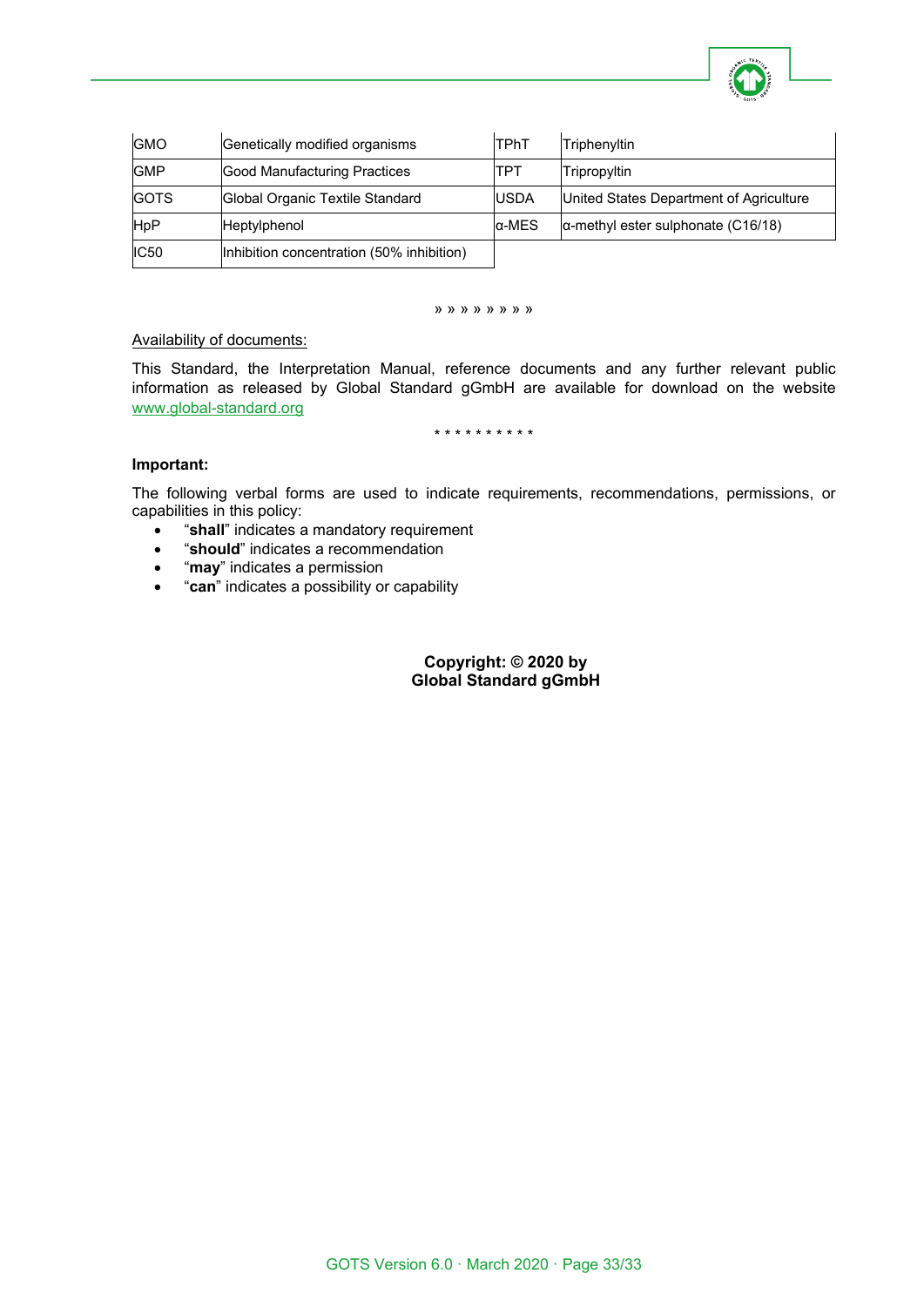| | | | |
|---|---|---|---|
| GMO | Genetically modified organisms | TPhT | Triphenyltin |
| GMP | Good Manufacturing Practices | TPT | Tripropyltin |
| GOTS | Global Organic Textile Standard | USDA | United States Department of Agriculture |
| HpP | Heptylphenol | α-MES | α-methyl ester sulphonate (C16/18) |
| IC50 | Inhibition concentration (50% inhibition) | | |

» » » » » » » »

Availability of documents:

This Standard, the Interpretation Manual, reference documents and any further relevant public information as released by Global Standard gGmbH are available for download on the website www.global-standard.org

* * * * * * * * * *

**Important:**

The following verbal forms are used to indicate requirements, recommendations, permissions, or capabilities in this policy:

- "**shall**" indicates a mandatory requirement
- "**should**" indicates a recommendation
- "**may**" indicates a permission
- "**can**" indicates a possibility or capability

**Copyright: © 2020 by**
**Global Standard gGmbH**